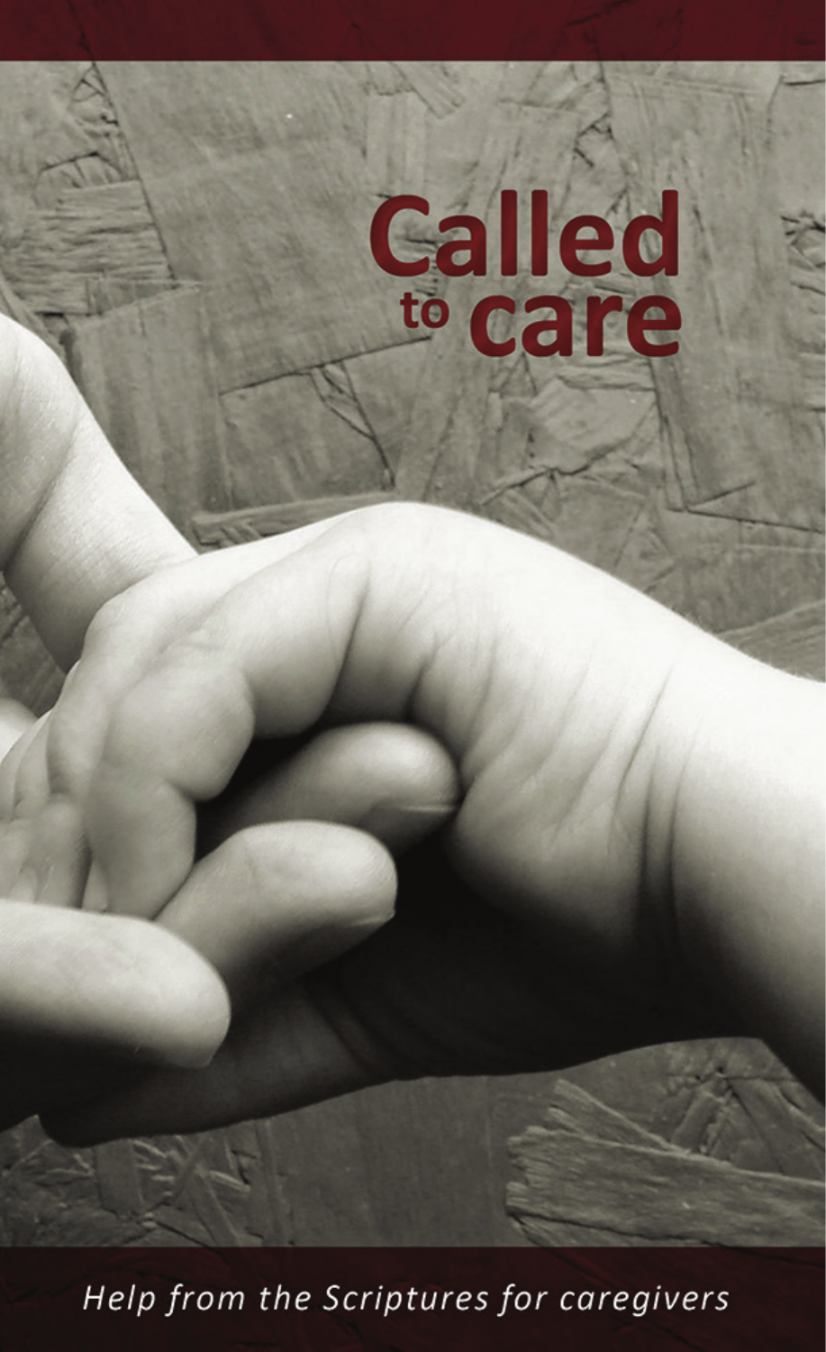# Called to care

*Help from the Scriptures for caregivers*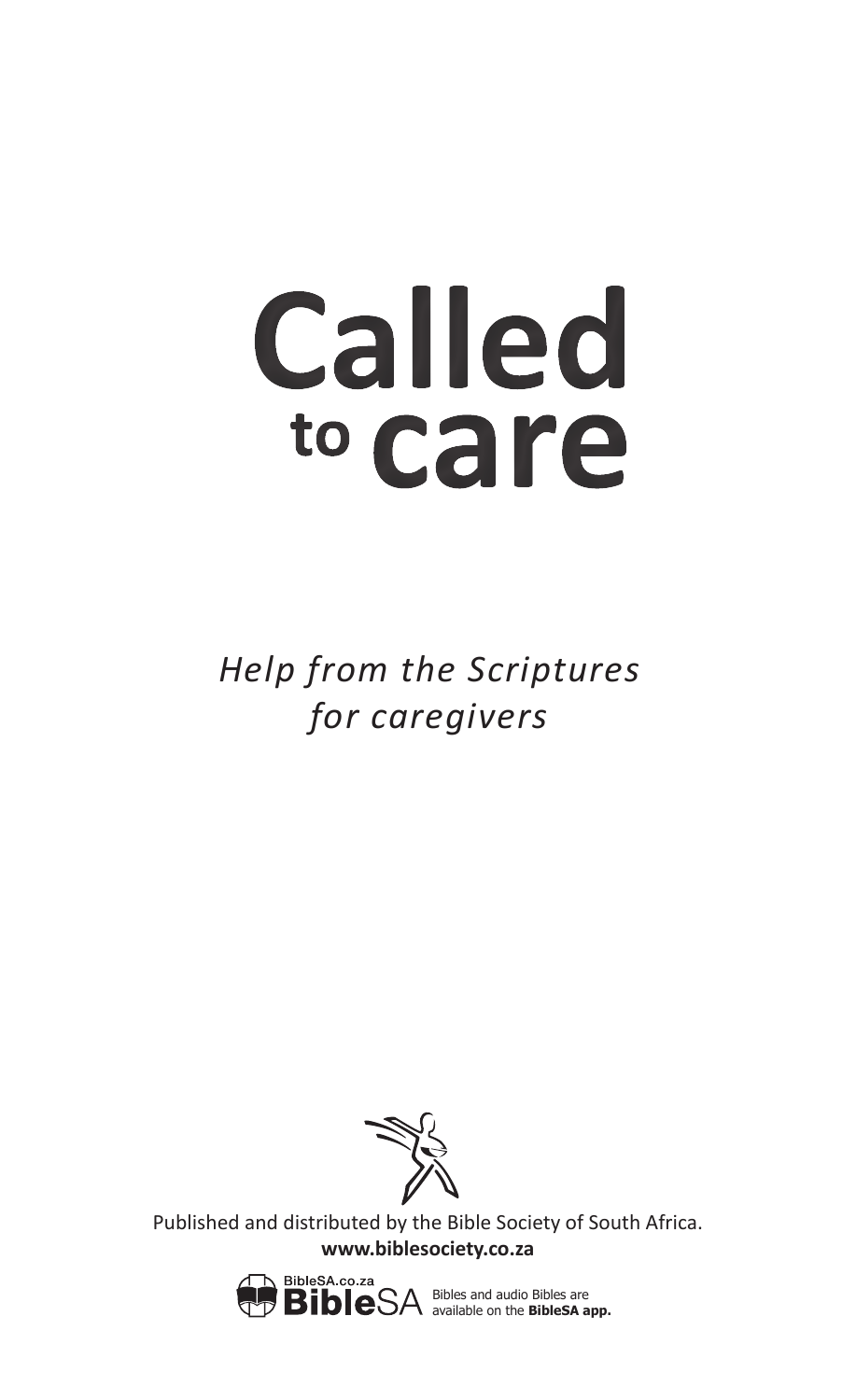# Called to care

*Help from the Scriptures for caregivers*

Published and distributed by the Bible Society of South Africa.
**www.biblesociety.co.za**

BibleSA.co.za
**Bible**SA Bibles and audio Bibles are available on the **BibleSA app.**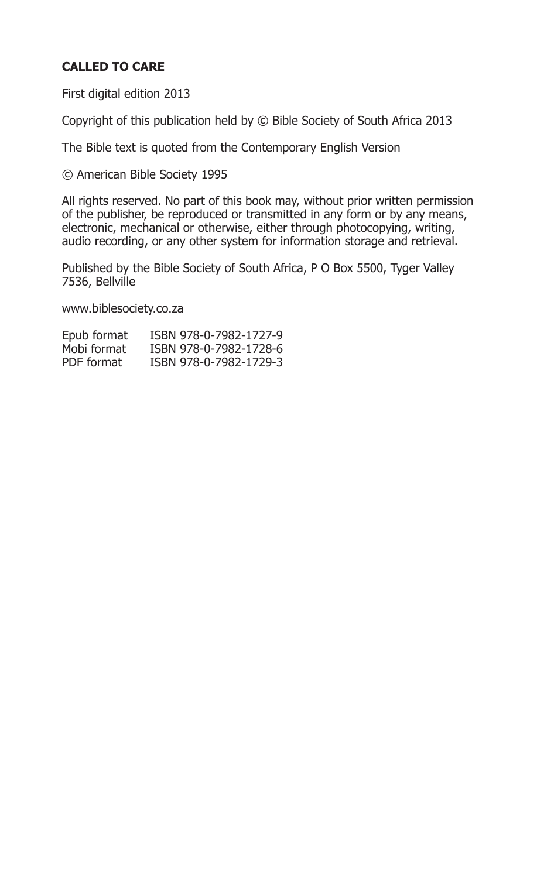**CALLED TO CARE**

First digital edition 2013

Copyright of this publication held by © Bible Society of South Africa 2013

The Bible text is quoted from the Contemporary English Version

© American Bible Society 1995

All rights reserved. No part of this book may, without prior written permission of the publisher, be reproduced or transmitted in any form or by any means, electronic, mechanical or otherwise, either through photocopying, writing, audio recording, or any other system for information storage and retrieval.

Published by the Bible Society of South Africa, P O Box 5500, Tyger Valley 7536, Bellville

www.biblesociety.co.za

| | |
|---|---|
| Epub format | ISBN 978-0-7982-1727-9 |
| Mobi format | ISBN 978-0-7982-1728-6 |
| PDF format | ISBN 978-0-7982-1729-3 |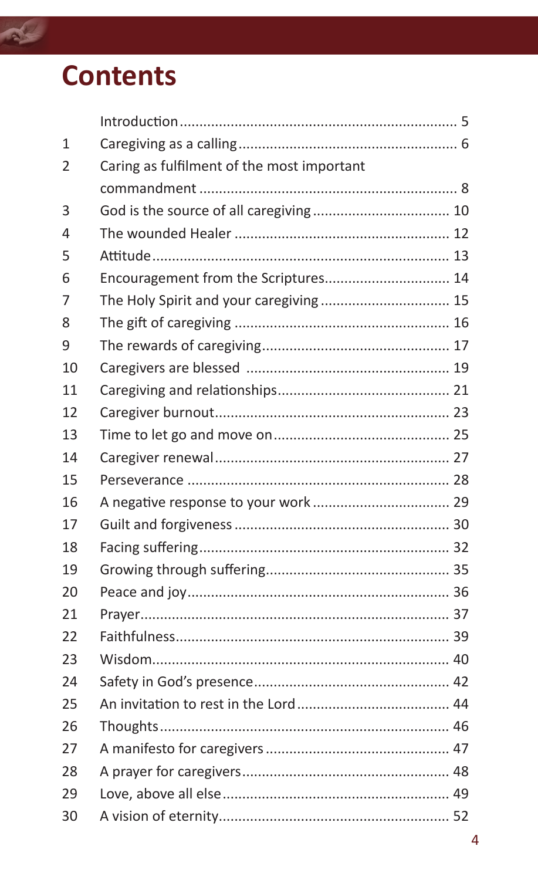# Contents

| | | |
|---|---|---|
| | Introduction | 5 |
| 1 | Caregiving as a calling | 6 |
| 2 | Caring as fulfilment of the most important commandment | 8 |
| 3 | God is the source of all caregiving | 10 |
| 4 | The wounded Healer | 12 |
| 5 | Attitude | 13 |
| 6 | Encouragement from the Scriptures | 14 |
| 7 | The Holy Spirit and your caregiving | 15 |
| 8 | The gift of caregiving | 16 |
| 9 | The rewards of caregiving | 17 |
| 10 | Caregivers are blessed | 19 |
| 11 | Caregiving and relationships | 21 |
| 12 | Caregiver burnout | 23 |
| 13 | Time to let go and move on | 25 |
| 14 | Caregiver renewal | 27 |
| 15 | Perseverance | 28 |
| 16 | A negative response to your work | 29 |
| 17 | Guilt and forgiveness | 30 |
| 18 | Facing suffering | 32 |
| 19 | Growing through suffering | 35 |
| 20 | Peace and joy | 36 |
| 21 | Prayer | 37 |
| 22 | Faithfulness | 39 |
| 23 | Wisdom | 40 |
| 24 | Safety in God's presence | 42 |
| 25 | An invitation to rest in the Lord | 44 |
| 26 | Thoughts | 46 |
| 27 | A manifesto for caregivers | 47 |
| 28 | A prayer for caregivers | 48 |
| 29 | Love, above all else | 49 |
| 30 | A vision of eternity | 52 |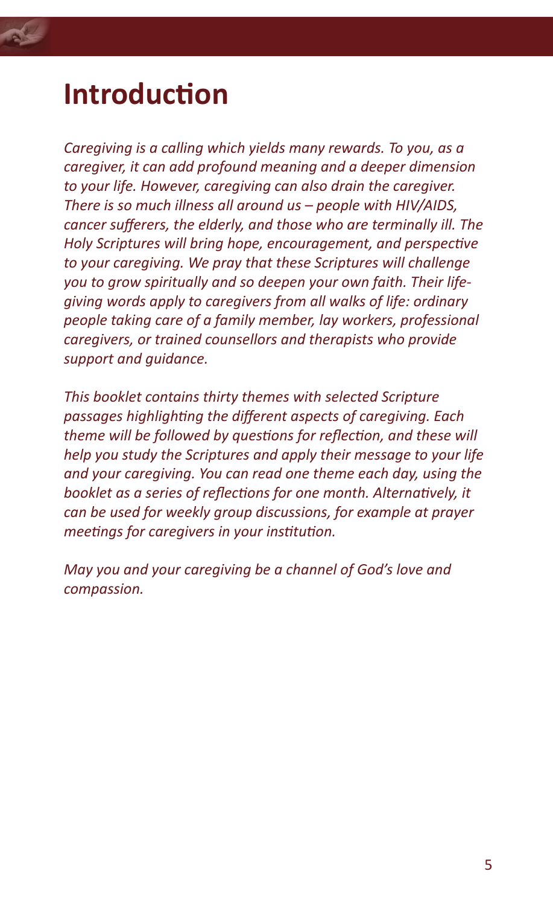# Introduction

*Caregiving is a calling which yields many rewards. To you, as a caregiver, it can add profound meaning and a deeper dimension to your life. However, caregiving can also drain the caregiver. There is so much illness all around us – people with HIV/AIDS, cancer sufferers, the elderly, and those who are terminally ill. The Holy Scriptures will bring hope, encouragement, and perspective to your caregiving. We pray that these Scriptures will challenge you to grow spiritually and so deepen your own faith. Their life-giving words apply to caregivers from all walks of life: ordinary people taking care of a family member, lay workers, professional caregivers, or trained counsellors and therapists who provide support and guidance.*

*This booklet contains thirty themes with selected Scripture passages highlighting the different aspects of caregiving. Each theme will be followed by questions for reflection, and these will help you study the Scriptures and apply their message to your life and your caregiving. You can read one theme each day, using the booklet as a series of reflections for one month. Alternatively, it can be used for weekly group discussions, for example at prayer meetings for caregivers in your institution.*

*May you and your caregiving be a channel of God's love and compassion.*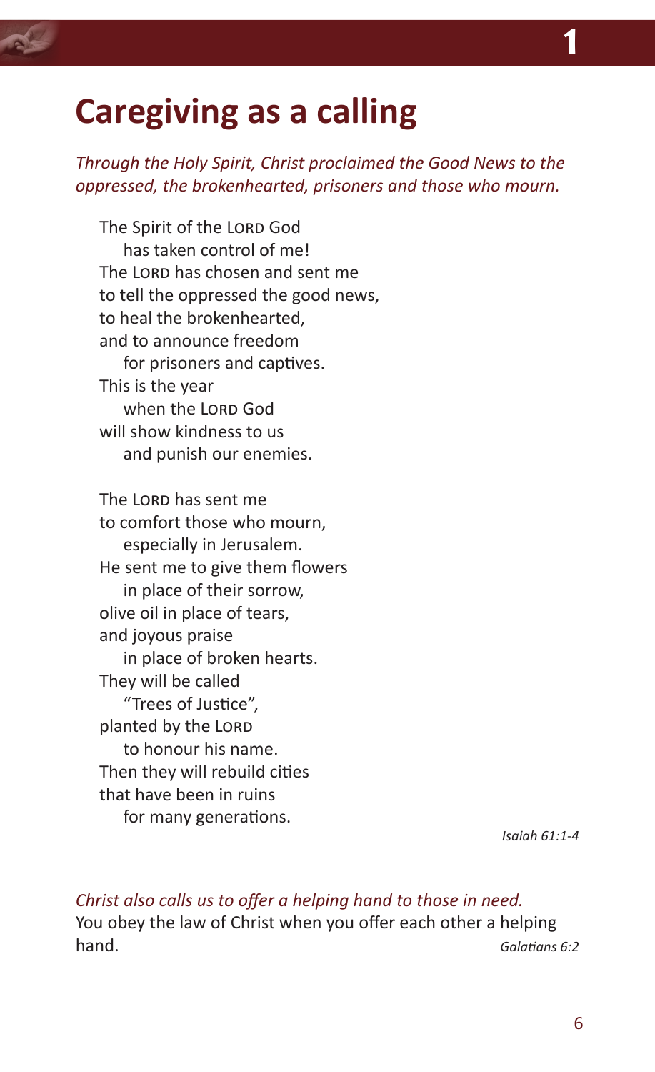# Caregiving as a calling

*Through the Holy Spirit, Christ proclaimed the Good News to the oppressed, the brokenhearted, prisoners and those who mourn.*

The Spirit of the LORD God  
has taken control of me!  
The LORD has chosen and sent me  
to tell the oppressed the good news,  
to heal the brokenhearted,  
and to announce freedom  
for prisoners and captives.  
This is the year  
when the LORD God  
will show kindness to us  
and punish our enemies.

The LORD has sent me  
to comfort those who mourn,  
especially in Jerusalem.  
He sent me to give them flowers  
in place of their sorrow,  
olive oil in place of tears,  
and joyous praise  
in place of broken hearts.  
They will be called  
"Trees of Justice",  
planted by the LORD  
to honour his name.  
Then they will rebuild cities  
that have been in ruins  
for many generations.

*Isaiah 61:1-4*

*Christ also calls us to offer a helping hand to those in need.*

You obey the law of Christ when you offer each other a helping hand. *Galatians 6:2*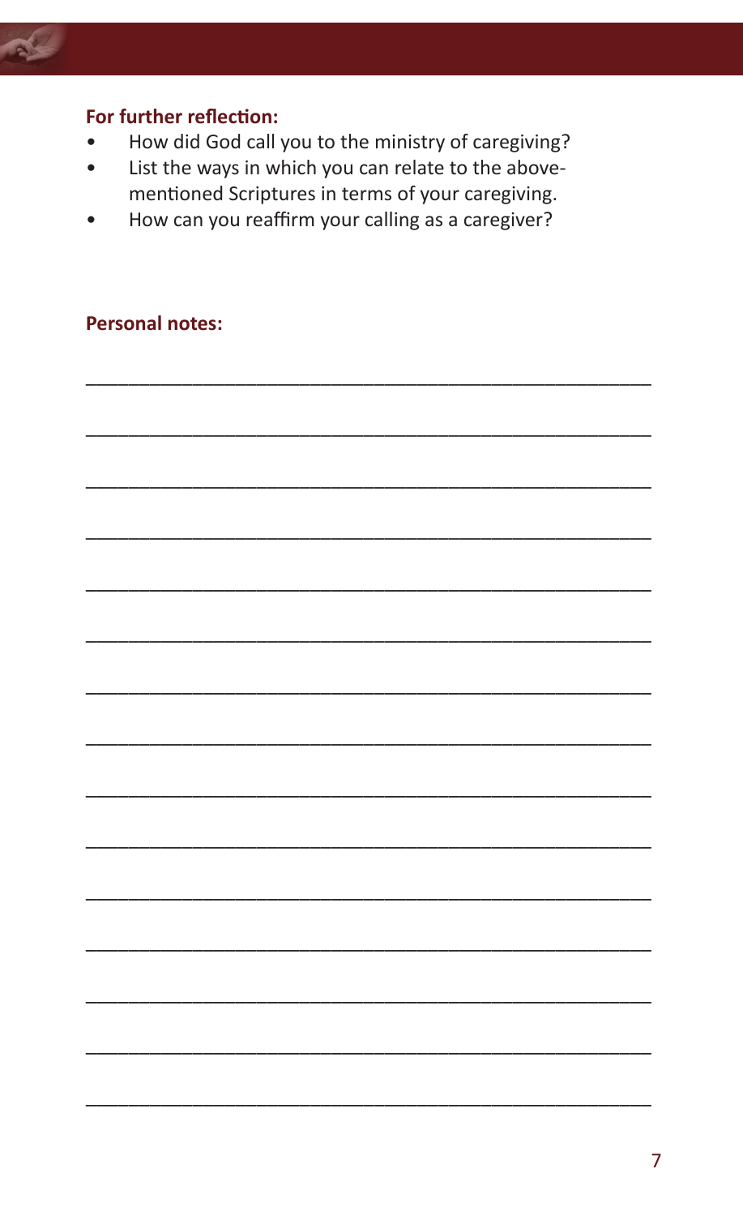**For further reflection:**

- How did God call you to the ministry of caregiving?
- List the ways in which you can relate to the above-mentioned Scriptures in terms of your caregiving.
- How can you reaffirm your calling as a caregiver?

**Personal notes:**

_______________________________________________

_______________________________________________

_______________________________________________

_______________________________________________

_______________________________________________

_______________________________________________

_______________________________________________

_______________________________________________

_______________________________________________

_______________________________________________

_______________________________________________

_______________________________________________

_______________________________________________

_______________________________________________

_______________________________________________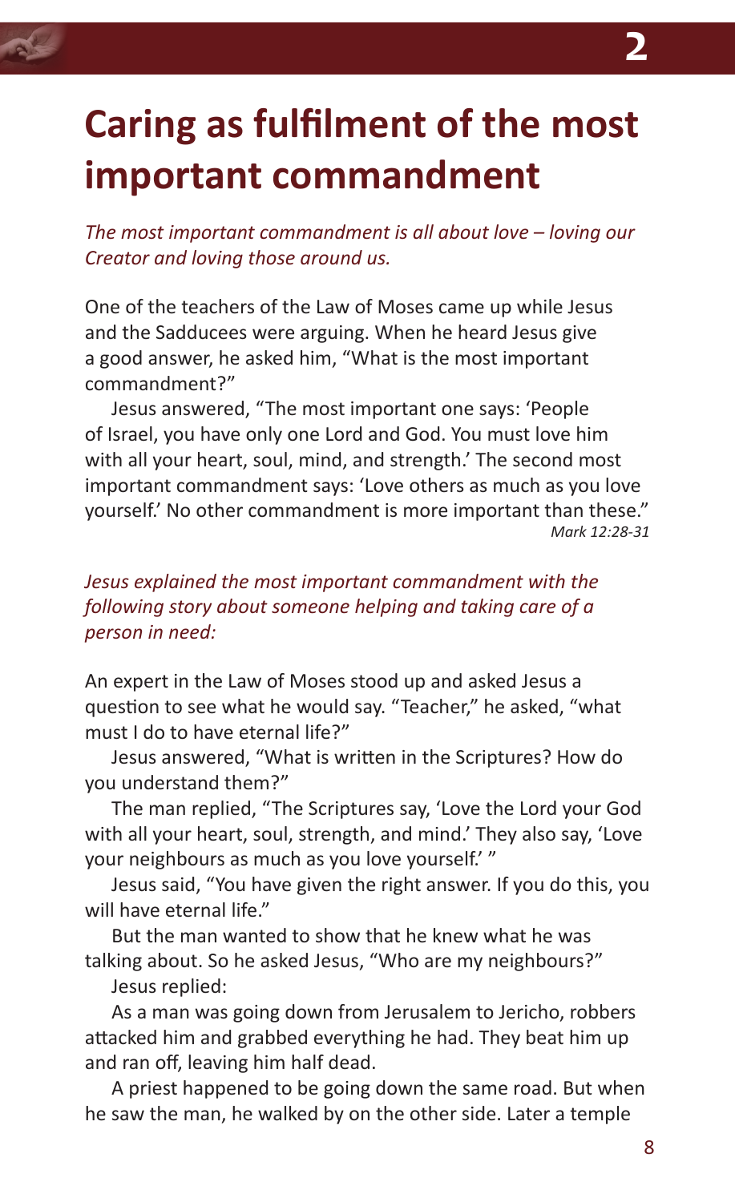# Caring as fulfilment of the most important commandment

*The most important commandment is all about love – loving our Creator and loving those around us.*

One of the teachers of the Law of Moses came up while Jesus and the Sadducees were arguing. When he heard Jesus give a good answer, he asked him, "What is the most important commandment?"

Jesus answered, "The most important one says: 'People of Israel, you have only one Lord and God. You must love him with all your heart, soul, mind, and strength.' The second most important commandment says: 'Love others as much as you love yourself.' No other commandment is more important than these."

*Mark 12:28-31*

*Jesus explained the most important commandment with the following story about someone helping and taking care of a person in need:*

An expert in the Law of Moses stood up and asked Jesus a question to see what he would say. "Teacher," he asked, "what must I do to have eternal life?"

Jesus answered, "What is written in the Scriptures? How do you understand them?"

The man replied, "The Scriptures say, 'Love the Lord your God with all your heart, soul, strength, and mind.' They also say, 'Love your neighbours as much as you love yourself.' "

Jesus said, "You have given the right answer. If you do this, you will have eternal life."

But the man wanted to show that he knew what he was talking about. So he asked Jesus, "Who are my neighbours?"

Jesus replied:

As a man was going down from Jerusalem to Jericho, robbers attacked him and grabbed everything he had. They beat him up and ran off, leaving him half dead.

A priest happened to be going down the same road. But when he saw the man, he walked by on the other side. Later a temple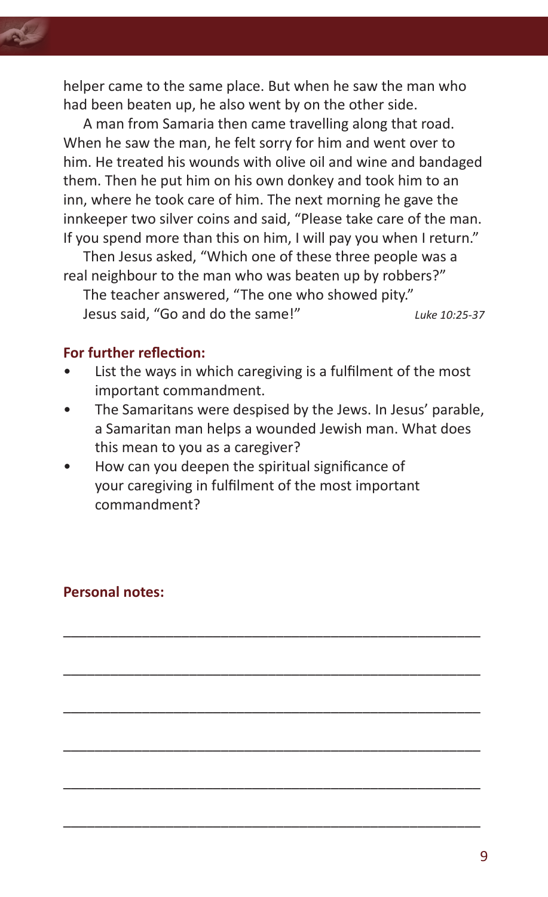helper came to the same place. But when he saw the man who had been beaten up, he also went by on the other side.

A man from Samaria then came travelling along that road. When he saw the man, he felt sorry for him and went over to him. He treated his wounds with olive oil and wine and bandaged them. Then he put him on his own donkey and took him to an inn, where he took care of him. The next morning he gave the innkeeper two silver coins and said, "Please take care of the man. If you spend more than this on him, I will pay you when I return."

Then Jesus asked, "Which one of these three people was a real neighbour to the man who was beaten up by robbers?"

The teacher answered, "The one who showed pity."

Jesus said, "Go and do the same!" *Luke 10:25-37*

**For further reflection:**

- List the ways in which caregiving is a fulfilment of the most important commandment.
- The Samaritans were despised by the Jews. In Jesus' parable, a Samaritan man helps a wounded Jewish man. What does this mean to you as a caregiver?
- How can you deepen the spiritual significance of your caregiving in fulfilment of the most important commandment?

**Personal notes:**

\_\_\_\_\_\_\_\_\_\_\_\_\_\_\_\_\_\_\_\_\_\_\_\_\_\_\_\_\_\_\_\_\_\_\_\_\_\_\_\_\_\_\_\_\_\_\_\_\_\_

\_\_\_\_\_\_\_\_\_\_\_\_\_\_\_\_\_\_\_\_\_\_\_\_\_\_\_\_\_\_\_\_\_\_\_\_\_\_\_\_\_\_\_\_\_\_\_\_\_\_

\_\_\_\_\_\_\_\_\_\_\_\_\_\_\_\_\_\_\_\_\_\_\_\_\_\_\_\_\_\_\_\_\_\_\_\_\_\_\_\_\_\_\_\_\_\_\_\_\_\_

\_\_\_\_\_\_\_\_\_\_\_\_\_\_\_\_\_\_\_\_\_\_\_\_\_\_\_\_\_\_\_\_\_\_\_\_\_\_\_\_\_\_\_\_\_\_\_\_\_\_

\_\_\_\_\_\_\_\_\_\_\_\_\_\_\_\_\_\_\_\_\_\_\_\_\_\_\_\_\_\_\_\_\_\_\_\_\_\_\_\_\_\_\_\_\_\_\_\_\_\_

\_\_\_\_\_\_\_\_\_\_\_\_\_\_\_\_\_\_\_\_\_\_\_\_\_\_\_\_\_\_\_\_\_\_\_\_\_\_\_\_\_\_\_\_\_\_\_\_\_\_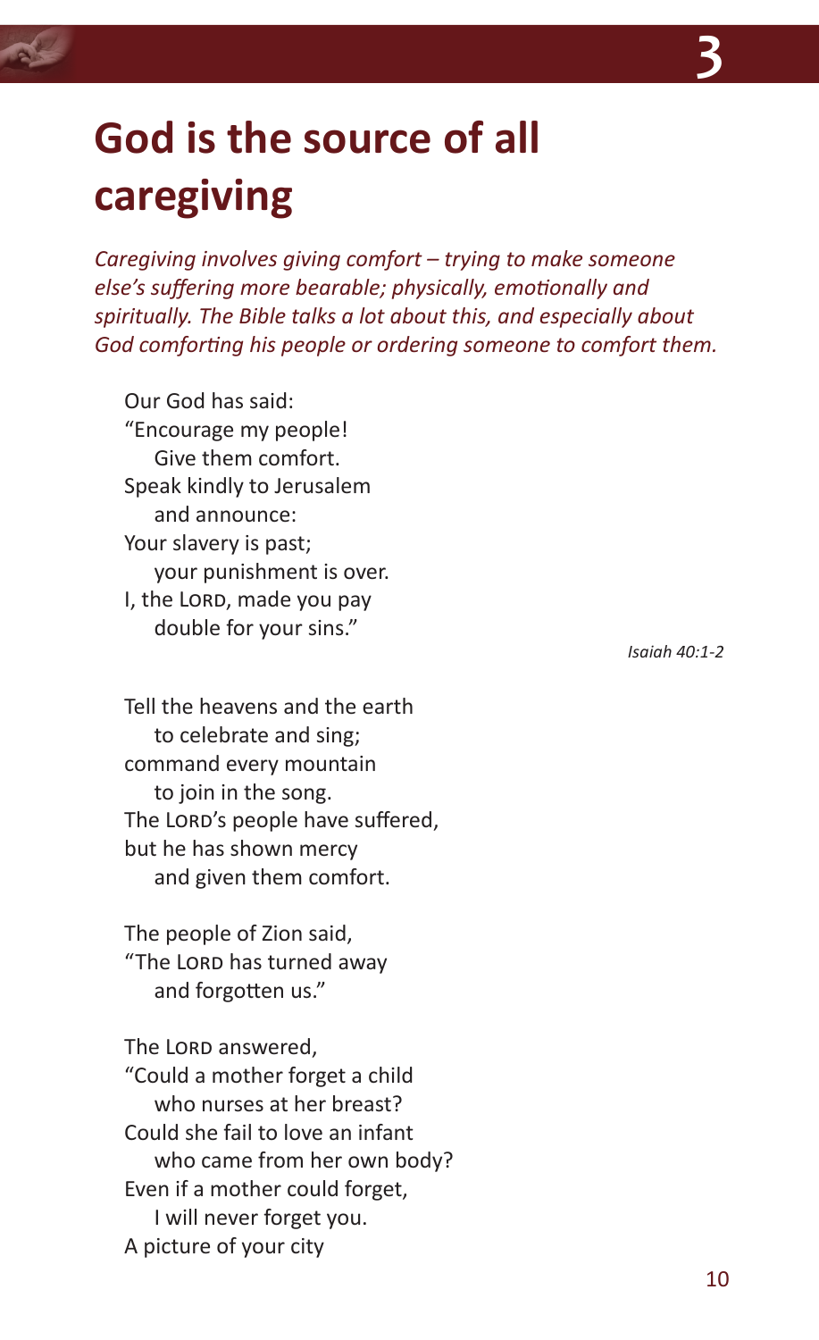# God is the source of all caregiving

*Caregiving involves giving comfort – trying to make someone else's suffering more bearable; physically, emotionally and spiritually. The Bible talks a lot about this, and especially about God comforting his people or ordering someone to comfort them.*

Our God has said:
"Encourage my people!
  Give them comfort.
Speak kindly to Jerusalem
  and announce:
Your slavery is past;
  your punishment is over.
I, the LORD, made you pay
  double for your sins."

*Isaiah 40:1-2*

Tell the heavens and the earth
  to celebrate and sing;
command every mountain
  to join in the song.
The LORD's people have suffered,
but he has shown mercy
  and given them comfort.

The people of Zion said,
"The LORD has turned away
  and forgotten us."

The LORD answered,
"Could a mother forget a child
  who nurses at her breast?
Could she fail to love an infant
  who came from her own body?
Even if a mother could forget,
  I will never forget you.
A picture of your city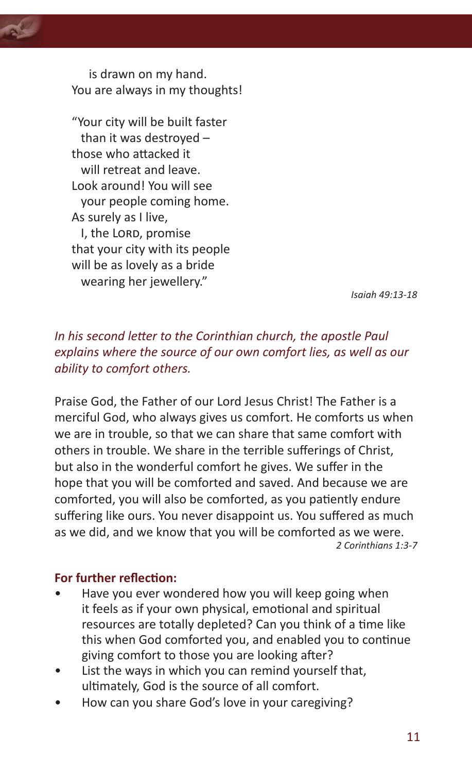is drawn on my hand.  
You are always in my thoughts!

"Your city will be built faster  
than it was destroyed –  
those who attacked it  
will retreat and leave.  
Look around! You will see  
your people coming home.  
As surely as I live,  
I, the LORD, promise  
that your city with its people  
will be as lovely as a bride  
wearing her jewellery."

*Isaiah 49:13-18*

*In his second letter to the Corinthian church, the apostle Paul explains where the source of our own comfort lies, as well as our ability to comfort others.*

Praise God, the Father of our Lord Jesus Christ! The Father is a merciful God, who always gives us comfort. He comforts us when we are in trouble, so that we can share that same comfort with others in trouble. We share in the terrible sufferings of Christ, but also in the wonderful comfort he gives. We suffer in the hope that you will be comforted and saved. And because we are comforted, you will also be comforted, as you patiently endure suffering like ours. You never disappoint us. You suffered as much as we did, and we know that you will be comforted as we were.

*2 Corinthians 1:3-7*

**For further reflection:**

- Have you ever wondered how you will keep going when it feels as if your own physical, emotional and spiritual resources are totally depleted? Can you think of a time like this when God comforted you, and enabled you to continue giving comfort to those you are looking after?
- List the ways in which you can remind yourself that, ultimately, God is the source of all comfort.
- How can you share God's love in your caregiving?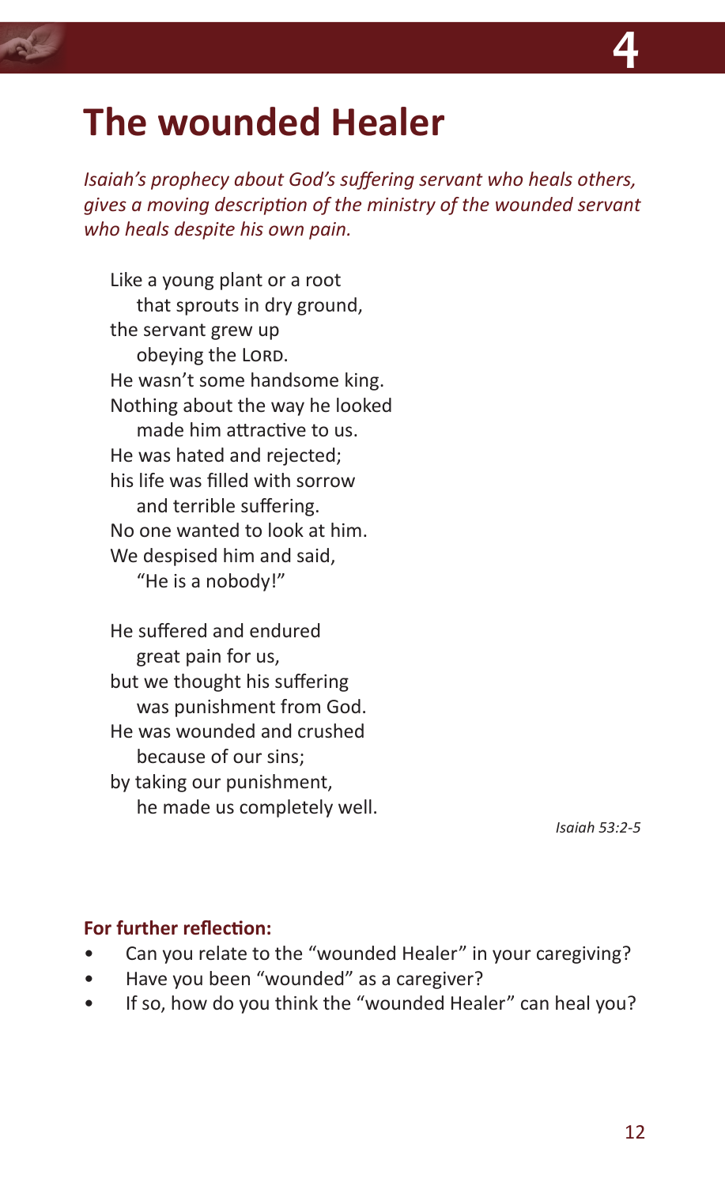# 4

# The wounded Healer

*Isaiah's prophecy about God's suffering servant who heals others, gives a moving description of the ministry of the wounded servant who heals despite his own pain.*

Like a young plant or a root
  that sprouts in dry ground,
the servant grew up
  obeying the LORD.
He wasn't some handsome king.
Nothing about the way he looked
  made him attractive to us.
He was hated and rejected;
his life was filled with sorrow
  and terrible suffering.
No one wanted to look at him.
We despised him and said,
  "He is a nobody!"

He suffered and endured
  great pain for us,
but we thought his suffering
  was punishment from God.
He was wounded and crushed
  because of our sins;
by taking our punishment,
  he made us completely well.

*Isaiah 53:2-5*

**For further reflection:**

- Can you relate to the "wounded Healer" in your caregiving?
- Have you been "wounded" as a caregiver?
- If so, how do you think the "wounded Healer" can heal you?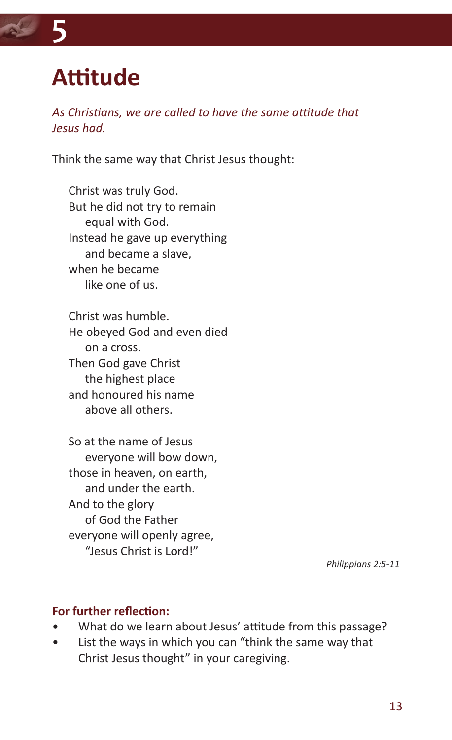# 5

# Attitude

*As Christians, we are called to have the same attitude that Jesus had.*

Think the same way that Christ Jesus thought:

> Christ was truly God.  
> But he did not try to remain  
>     equal with God.  
> Instead he gave up everything  
>     and became a slave,  
> when he became  
>     like one of us.
>
> Christ was humble.  
> He obeyed God and even died  
>     on a cross.  
> Then God gave Christ  
>     the highest place  
> and honoured his name  
>     above all others.
>
> So at the name of Jesus  
>     everyone will bow down,  
> those in heaven, on earth,  
>     and under the earth.  
> And to the glory  
>     of God the Father  
> everyone will openly agree,  
>     "Jesus Christ is Lord!"

*Philippians 2:5-11*

**For further reflection:**

- What do we learn about Jesus' attitude from this passage?
- List the ways in which you can "think the same way that Christ Jesus thought" in your caregiving.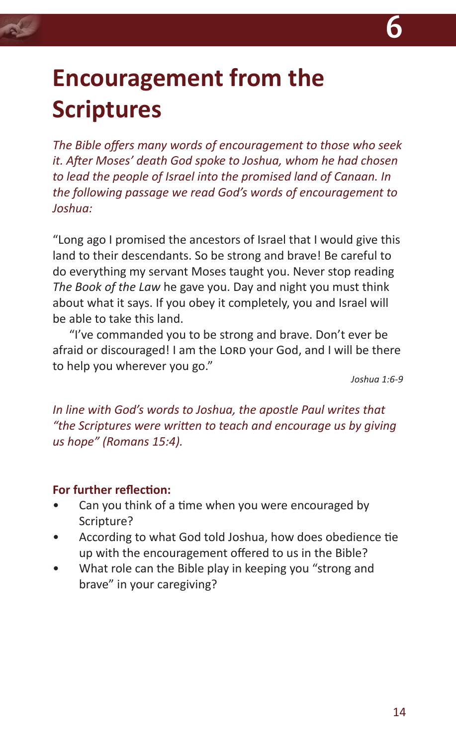# 6

# Encouragement from the Scriptures

*The Bible offers many words of encouragement to those who seek it. After Moses' death God spoke to Joshua, whom he had chosen to lead the people of Israel into the promised land of Canaan. In the following passage we read God's words of encouragement to Joshua:*

"Long ago I promised the ancestors of Israel that I would give this land to their descendants. So be strong and brave! Be careful to do everything my servant Moses taught you. Never stop reading *The Book of the Law* he gave you. Day and night you must think about what it says. If you obey it completely, you and Israel will be able to take this land.

"I've commanded you to be strong and brave. Don't ever be afraid or discouraged! I am the LORD your God, and I will be there to help you wherever you go."

*Joshua 1:6-9*

*In line with God's words to Joshua, the apostle Paul writes that "the Scriptures were written to teach and encourage us by giving us hope" (Romans 15:4).*

**For further reflection:**

- Can you think of a time when you were encouraged by Scripture?
- According to what God told Joshua, how does obedience tie up with the encouragement offered to us in the Bible?
- What role can the Bible play in keeping you "strong and brave" in your caregiving?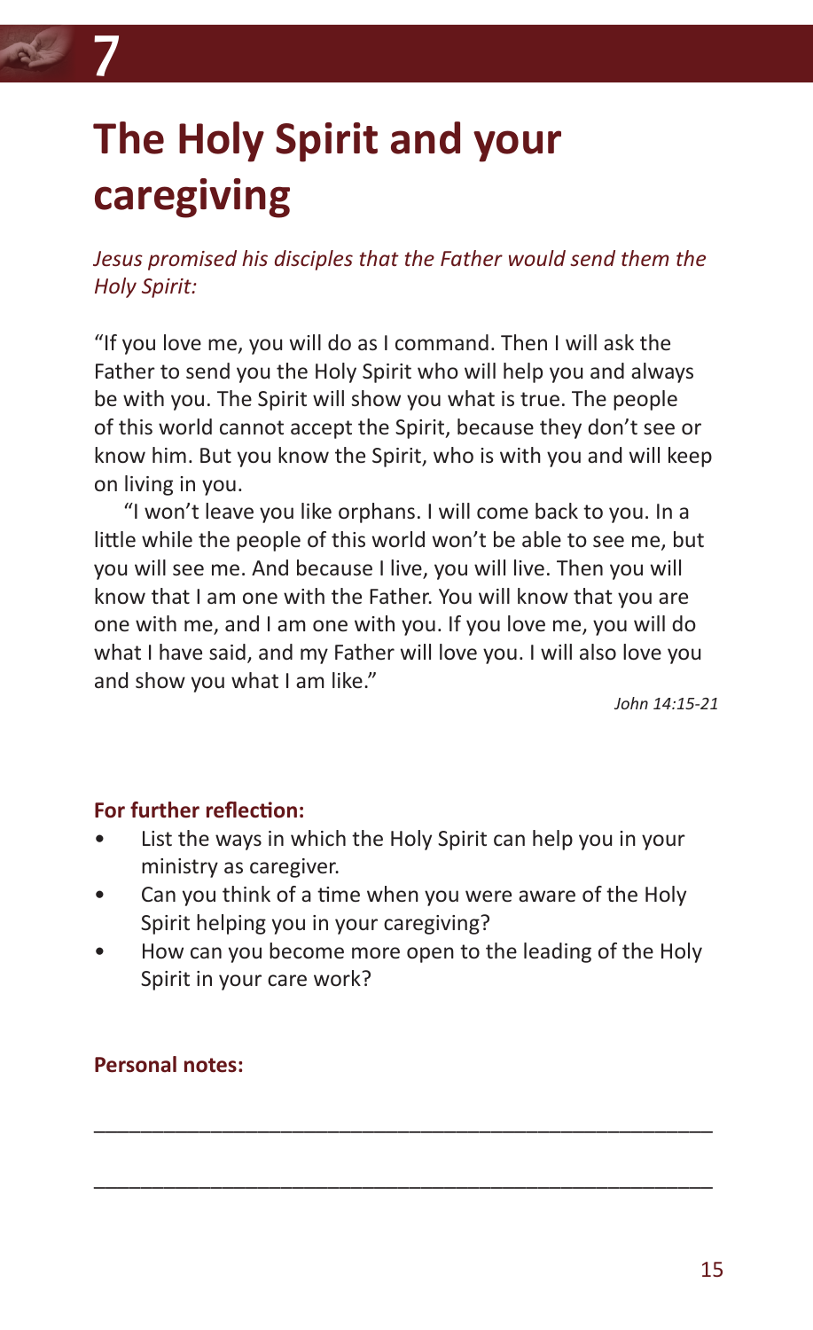# 7

## The Holy Spirit and your caregiving

*Jesus promised his disciples that the Father would send them the Holy Spirit:*

"If you love me, you will do as I command. Then I will ask the Father to send you the Holy Spirit who will help you and always be with you. The Spirit will show you what is true. The people of this world cannot accept the Spirit, because they don't see or know him. But you know the Spirit, who is with you and will keep on living in you.

"I won't leave you like orphans. I will come back to you. In a little while the people of this world won't be able to see me, but you will see me. And because I live, you will live. Then you will know that I am one with the Father. You will know that you are one with me, and I am one with you. If you love me, you will do what I have said, and my Father will love you. I will also love you and show you what I am like."

*John 14:15-21*

**For further reflection:**

- List the ways in which the Holy Spirit can help you in your ministry as caregiver.
- Can you think of a time when you were aware of the Holy Spirit helping you in your caregiving?
- How can you become more open to the leading of the Holy Spirit in your care work?

**Personal notes:**

\_\_\_\_\_\_\_\_\_\_\_\_\_\_\_\_\_\_\_\_\_\_\_\_\_\_\_\_\_\_\_\_\_\_\_\_\_\_\_\_\_\_\_\_\_\_\_\_\_\_\_\_

\_\_\_\_\_\_\_\_\_\_\_\_\_\_\_\_\_\_\_\_\_\_\_\_\_\_\_\_\_\_\_\_\_\_\_\_\_\_\_\_\_\_\_\_\_\_\_\_\_\_\_\_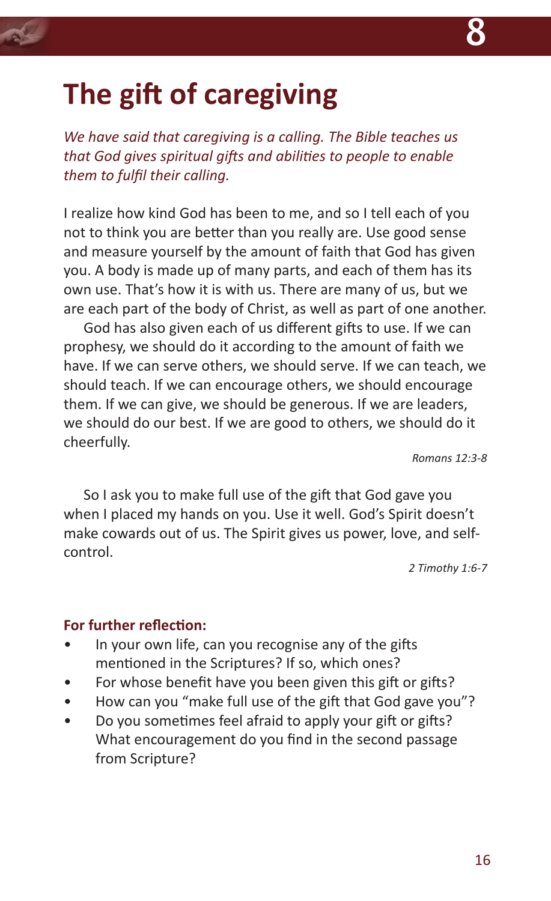# The gift of caregiving

*We have said that caregiving is a calling. The Bible teaches us that God gives spiritual gifts and abilities to people to enable them to fulfil their calling.*

I realize how kind God has been to me, and so I tell each of you not to think you are better than you really are. Use good sense and measure yourself by the amount of faith that God has given you. A body is made up of many parts, and each of them has its own use. That's how it is with us. There are many of us, but we are each part of the body of Christ, as well as part of one another.

God has also given each of us different gifts to use. If we can prophesy, we should do it according to the amount of faith we have. If we can serve others, we should serve. If we can teach, we should teach. If we can encourage others, we should encourage them. If we can give, we should be generous. If we are leaders, we should do our best. If we are good to others, we should do it cheerfully.

*Romans 12:3-8*

So I ask you to make full use of the gift that God gave you when I placed my hands on you. Use it well. God's Spirit doesn't make cowards out of us. The Spirit gives us power, love, and self-control.

*2 Timothy 1:6-7*

**For further reflection:**

- In your own life, can you recognise any of the gifts mentioned in the Scriptures? If so, which ones?
- For whose benefit have you been given this gift or gifts?
- How can you "make full use of the gift that God gave you"?
- Do you sometimes feel afraid to apply your gift or gifts? What encouragement do you find in the second passage from Scripture?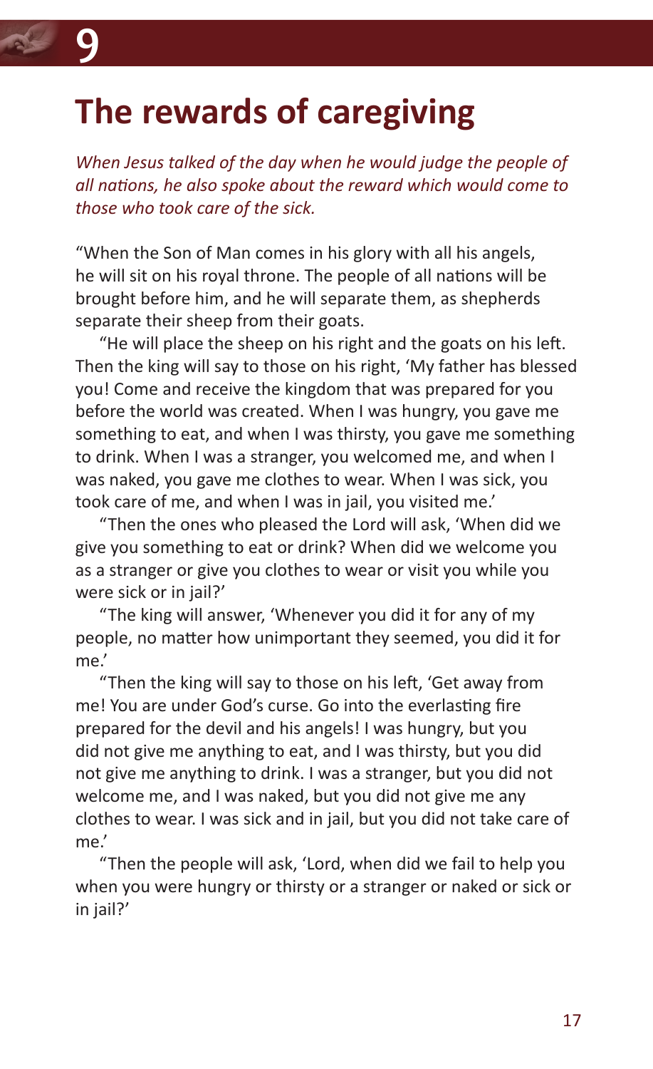# 9

# The rewards of caregiving

*When Jesus talked of the day when he would judge the people of all nations, he also spoke about the reward which would come to those who took care of the sick.*

"When the Son of Man comes in his glory with all his angels, he will sit on his royal throne. The people of all nations will be brought before him, and he will separate them, as shepherds separate their sheep from their goats.

"He will place the sheep on his right and the goats on his left. Then the king will say to those on his right, 'My father has blessed you! Come and receive the kingdom that was prepared for you before the world was created. When I was hungry, you gave me something to eat, and when I was thirsty, you gave me something to drink. When I was a stranger, you welcomed me, and when I was naked, you gave me clothes to wear. When I was sick, you took care of me, and when I was in jail, you visited me.'

"Then the ones who pleased the Lord will ask, 'When did we give you something to eat or drink? When did we welcome you as a stranger or give you clothes to wear or visit you while you were sick or in jail?'

"The king will answer, 'Whenever you did it for any of my people, no matter how unimportant they seemed, you did it for me.'

"Then the king will say to those on his left, 'Get away from me! You are under God's curse. Go into the everlasting fire prepared for the devil and his angels! I was hungry, but you did not give me anything to eat, and I was thirsty, but you did not give me anything to drink. I was a stranger, but you did not welcome me, and I was naked, but you did not give me any clothes to wear. I was sick and in jail, but you did not take care of me.'

"Then the people will ask, 'Lord, when did we fail to help you when you were hungry or thirsty or a stranger or naked or sick or in jail?'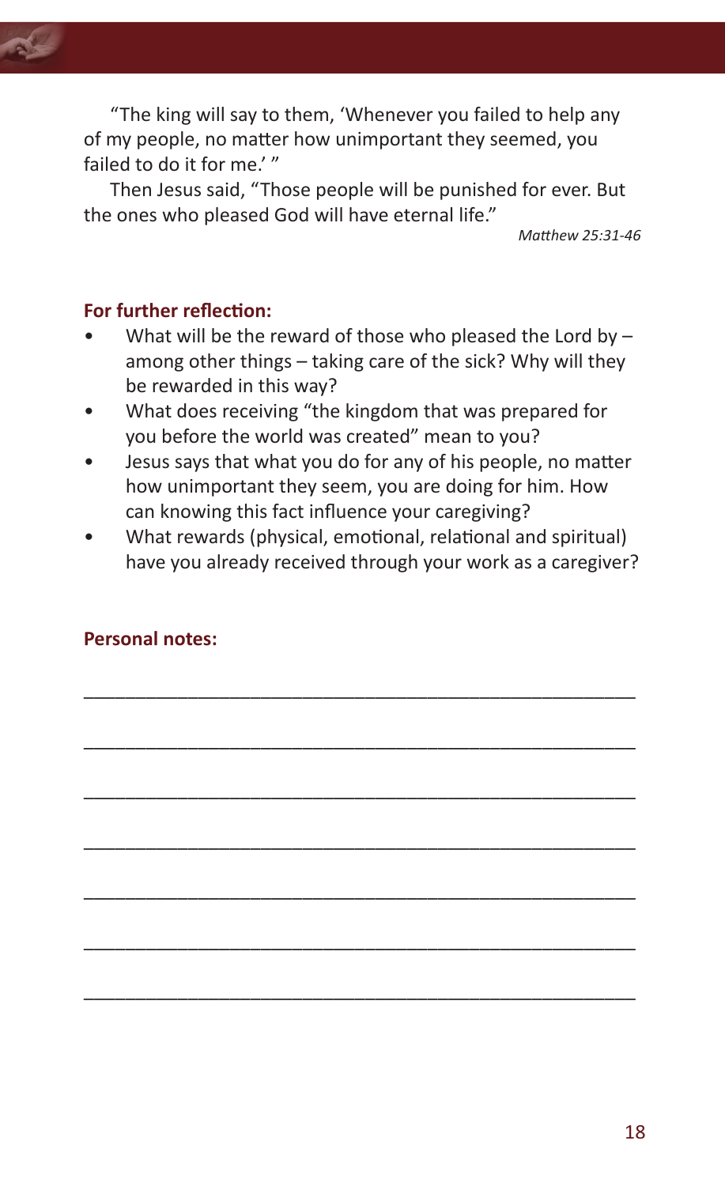"The king will say to them, 'Whenever you failed to help any of my people, no matter how unimportant they seemed, you failed to do it for me.' "

Then Jesus said, "Those people will be punished for ever. But the ones who pleased God will have eternal life."

*Matthew 25:31-46*

**For further reflection:**

- What will be the reward of those who pleased the Lord by – among other things – taking care of the sick? Why will they be rewarded in this way?
- What does receiving "the kingdom that was prepared for you before the world was created" mean to you?
- Jesus says that what you do for any of his people, no matter how unimportant they seem, you are doing for him. How can knowing this fact influence your caregiving?
- What rewards (physical, emotional, relational and spiritual) have you already received through your work as a caregiver?

**Personal notes:**

_______________________________________________

_______________________________________________

_______________________________________________

_______________________________________________

_______________________________________________

_______________________________________________

_______________________________________________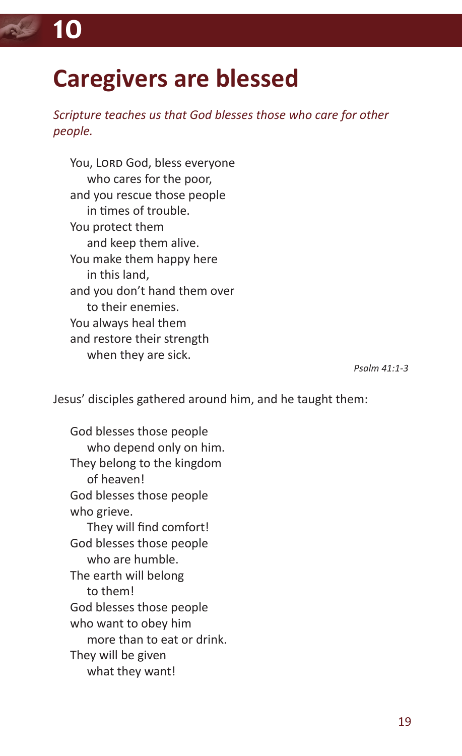# 10

## Caregivers are blessed

*Scripture teaches us that God blesses those who care for other people.*

You, LORD God, bless everyone
  who cares for the poor,
and you rescue those people
  in times of trouble.
You protect them
  and keep them alive.
You make them happy here
  in this land,
and you don't hand them over
  to their enemies.
You always heal them
and restore their strength
  when they are sick.

*Psalm 41:1-3*

Jesus' disciples gathered around him, and he taught them:

God blesses those people
  who depend only on him.
They belong to the kingdom
  of heaven!
God blesses those people
who grieve.
  They will find comfort!
God blesses those people
  who are humble.
The earth will belong
  to them!
God blesses those people
who want to obey him
  more than to eat or drink.
They will be given
  what they want!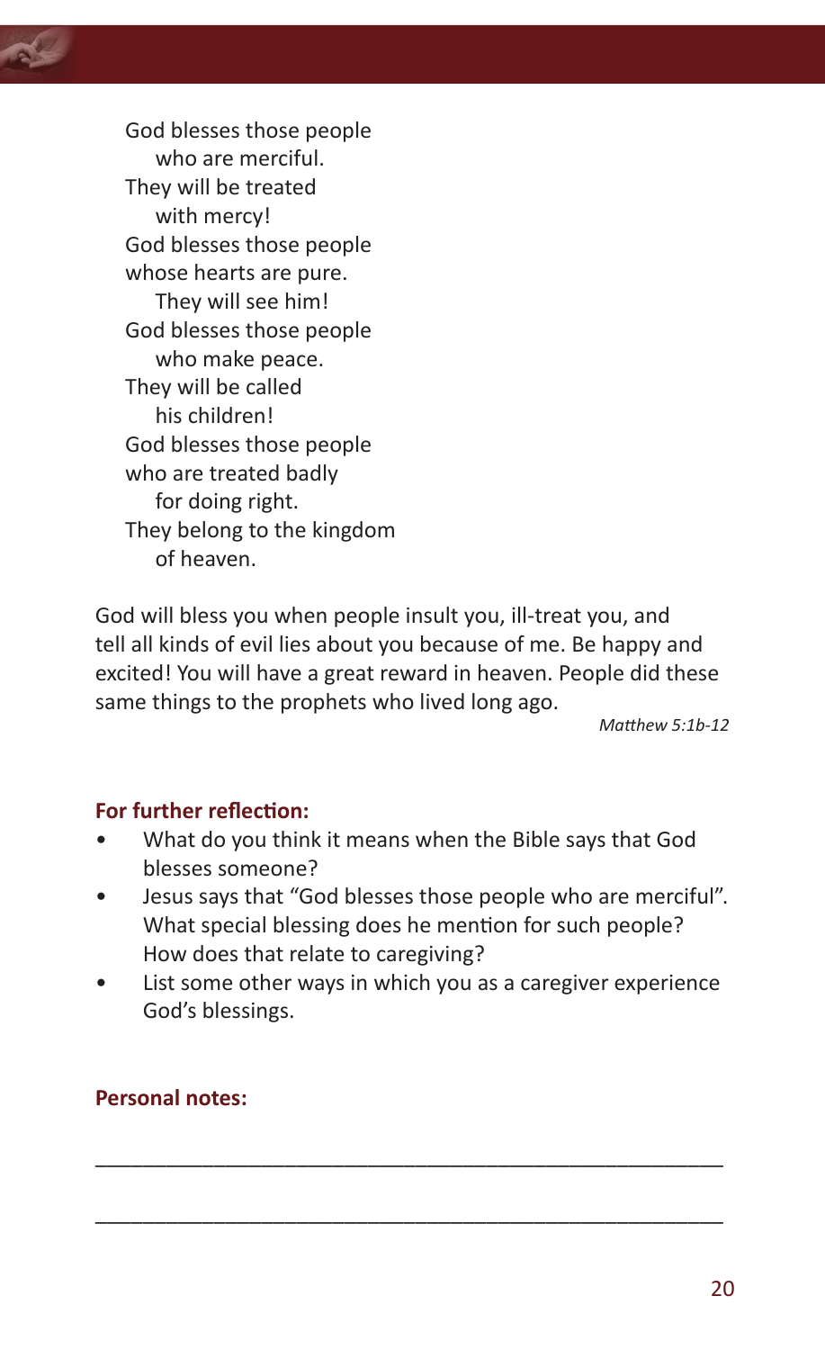God blesses those people
    who are merciful.
They will be treated
    with mercy!
God blesses those people
whose hearts are pure.
    They will see him!
God blesses those people
    who make peace.
They will be called
    his children!
God blesses those people
who are treated badly
    for doing right.
They belong to the kingdom
    of heaven.

God will bless you when people insult you, ill-treat you, and tell all kinds of evil lies about you because of me. Be happy and excited! You will have a great reward in heaven. People did these same things to the prophets who lived long ago.

*Matthew 5:1b-12*

**For further reflection:**

- What do you think it means when the Bible says that God blesses someone?
- Jesus says that "God blesses those people who are merciful". What special blessing does he mention for such people? How does that relate to caregiving?
- List some other ways in which you as a caregiver experience God's blessings.

**Personal notes:**

\_\_\_\_\_\_\_\_\_\_\_\_\_\_\_\_\_\_\_\_\_\_\_\_\_\_\_\_\_\_\_\_\_\_\_\_\_\_\_\_\_\_\_\_\_\_\_\_\_\_\_\_\_\_\_\_

\_\_\_\_\_\_\_\_\_\_\_\_\_\_\_\_\_\_\_\_\_\_\_\_\_\_\_\_\_\_\_\_\_\_\_\_\_\_\_\_\_\_\_\_\_\_\_\_\_\_\_\_\_\_\_\_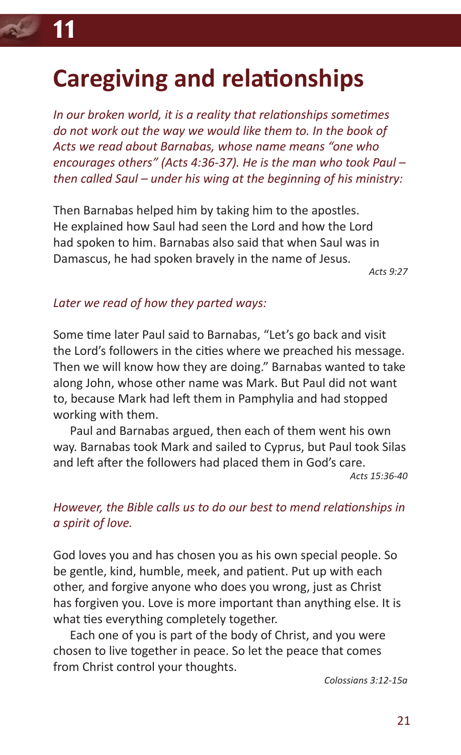# 11

# Caregiving and relationships

*In our broken world, it is a reality that relationships sometimes do not work out the way we would like them to. In the book of Acts we read about Barnabas, whose name means "one who encourages others" (Acts 4:36-37). He is the man who took Paul – then called Saul – under his wing at the beginning of his ministry:*

Then Barnabas helped him by taking him to the apostles. He explained how Saul had seen the Lord and how the Lord had spoken to him. Barnabas also said that when Saul was in Damascus, he had spoken bravely in the name of Jesus.

*Acts 9:27*

*Later we read of how they parted ways:*

Some time later Paul said to Barnabas, "Let's go back and visit the Lord's followers in the cities where we preached his message. Then we will know how they are doing." Barnabas wanted to take along John, whose other name was Mark. But Paul did not want to, because Mark had left them in Pamphylia and had stopped working with them.

Paul and Barnabas argued, then each of them went his own way. Barnabas took Mark and sailed to Cyprus, but Paul took Silas and left after the followers had placed them in God's care.

*Acts 15:36-40*

*However, the Bible calls us to do our best to mend relationships in a spirit of love.*

God loves you and has chosen you as his own special people. So be gentle, kind, humble, meek, and patient. Put up with each other, and forgive anyone who does you wrong, just as Christ has forgiven you. Love is more important than anything else. It is what ties everything completely together.

Each one of you is part of the body of Christ, and you were chosen to live together in peace. So let the peace that comes from Christ control your thoughts.

*Colossians 3:12-15a*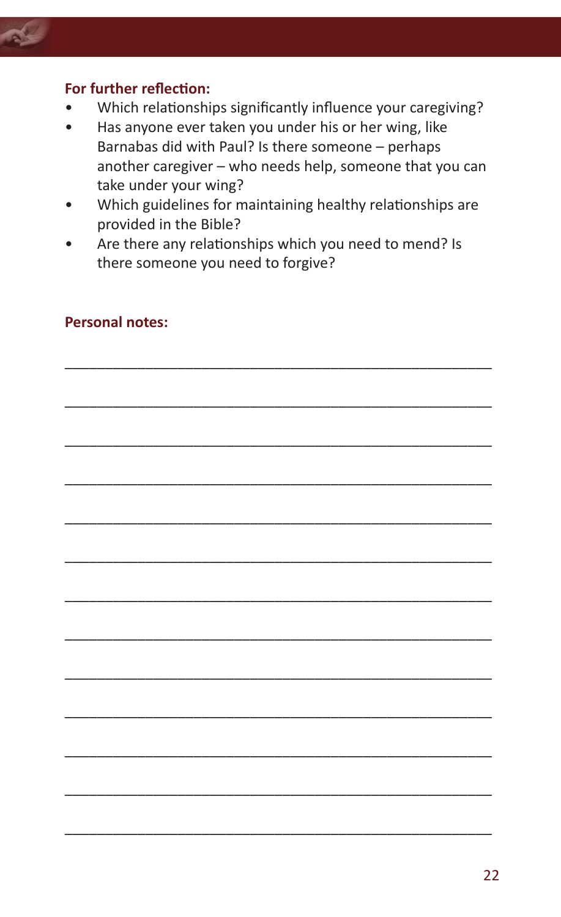**For further reflection:**

- Which relationships significantly influence your caregiving?
- Has anyone ever taken you under his or her wing, like Barnabas did with Paul? Is there someone – perhaps another caregiver – who needs help, someone that you can take under your wing?
- Which guidelines for maintaining healthy relationships are provided in the Bible?
- Are there any relationships which you need to mend? Is there someone you need to forgive?

**Personal notes:**

\_\_\_\_\_\_\_\_\_\_\_\_\_\_\_\_\_\_\_\_\_\_\_\_\_\_\_\_\_\_\_\_\_\_\_\_\_\_\_\_\_\_\_\_\_\_\_\_

\_\_\_\_\_\_\_\_\_\_\_\_\_\_\_\_\_\_\_\_\_\_\_\_\_\_\_\_\_\_\_\_\_\_\_\_\_\_\_\_\_\_\_\_\_\_\_\_

\_\_\_\_\_\_\_\_\_\_\_\_\_\_\_\_\_\_\_\_\_\_\_\_\_\_\_\_\_\_\_\_\_\_\_\_\_\_\_\_\_\_\_\_\_\_\_\_

\_\_\_\_\_\_\_\_\_\_\_\_\_\_\_\_\_\_\_\_\_\_\_\_\_\_\_\_\_\_\_\_\_\_\_\_\_\_\_\_\_\_\_\_\_\_\_\_

\_\_\_\_\_\_\_\_\_\_\_\_\_\_\_\_\_\_\_\_\_\_\_\_\_\_\_\_\_\_\_\_\_\_\_\_\_\_\_\_\_\_\_\_\_\_\_\_

\_\_\_\_\_\_\_\_\_\_\_\_\_\_\_\_\_\_\_\_\_\_\_\_\_\_\_\_\_\_\_\_\_\_\_\_\_\_\_\_\_\_\_\_\_\_\_\_

\_\_\_\_\_\_\_\_\_\_\_\_\_\_\_\_\_\_\_\_\_\_\_\_\_\_\_\_\_\_\_\_\_\_\_\_\_\_\_\_\_\_\_\_\_\_\_\_

\_\_\_\_\_\_\_\_\_\_\_\_\_\_\_\_\_\_\_\_\_\_\_\_\_\_\_\_\_\_\_\_\_\_\_\_\_\_\_\_\_\_\_\_\_\_\_\_

\_\_\_\_\_\_\_\_\_\_\_\_\_\_\_\_\_\_\_\_\_\_\_\_\_\_\_\_\_\_\_\_\_\_\_\_\_\_\_\_\_\_\_\_\_\_\_\_

\_\_\_\_\_\_\_\_\_\_\_\_\_\_\_\_\_\_\_\_\_\_\_\_\_\_\_\_\_\_\_\_\_\_\_\_\_\_\_\_\_\_\_\_\_\_\_\_

\_\_\_\_\_\_\_\_\_\_\_\_\_\_\_\_\_\_\_\_\_\_\_\_\_\_\_\_\_\_\_\_\_\_\_\_\_\_\_\_\_\_\_\_\_\_\_\_

\_\_\_\_\_\_\_\_\_\_\_\_\_\_\_\_\_\_\_\_\_\_\_\_\_\_\_\_\_\_\_\_\_\_\_\_\_\_\_\_\_\_\_\_\_\_\_\_

\_\_\_\_\_\_\_\_\_\_\_\_\_\_\_\_\_\_\_\_\_\_\_\_\_\_\_\_\_\_\_\_\_\_\_\_\_\_\_\_\_\_\_\_\_\_\_\_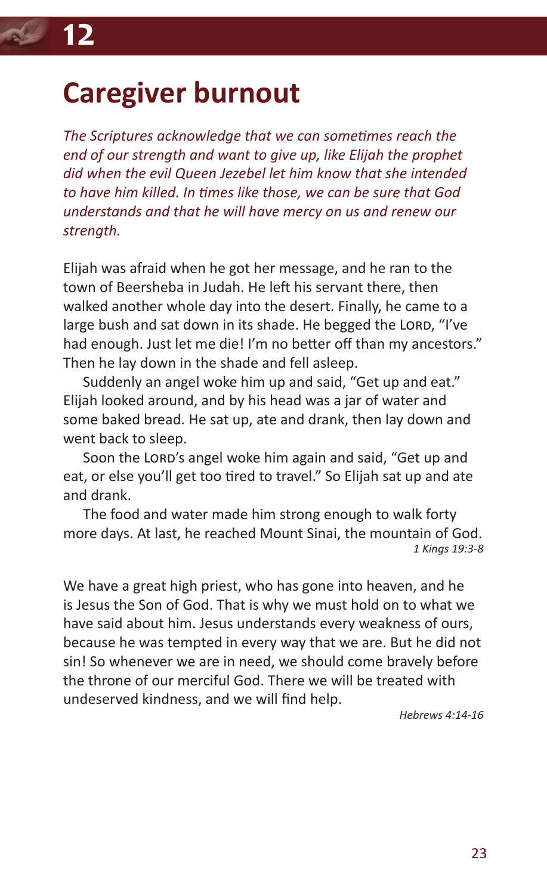# 12

## Caregiver burnout

*The Scriptures acknowledge that we can sometimes reach the end of our strength and want to give up, like Elijah the prophet did when the evil Queen Jezebel let him know that she intended to have him killed. In times like those, we can be sure that God understands and that he will have mercy on us and renew our strength.*

Elijah was afraid when he got her message, and he ran to the town of Beersheba in Judah. He left his servant there, then walked another whole day into the desert. Finally, he came to a large bush and sat down in its shade. He begged the LORD, "I've had enough. Just let me die! I'm no better off than my ancestors." Then he lay down in the shade and fell asleep.

Suddenly an angel woke him up and said, "Get up and eat." Elijah looked around, and by his head was a jar of water and some baked bread. He sat up, ate and drank, then lay down and went back to sleep.

Soon the LORD's angel woke him again and said, "Get up and eat, or else you'll get too tired to travel." So Elijah sat up and ate and drank.

The food and water made him strong enough to walk forty more days. At last, he reached Mount Sinai, the mountain of God.

*1 Kings 19:3-8*

We have a great high priest, who has gone into heaven, and he is Jesus the Son of God. That is why we must hold on to what we have said about him. Jesus understands every weakness of ours, because he was tempted in every way that we are. But he did not sin! So whenever we are in need, we should come bravely before the throne of our merciful God. There we will be treated with undeserved kindness, and we will find help.

*Hebrews 4:14-16*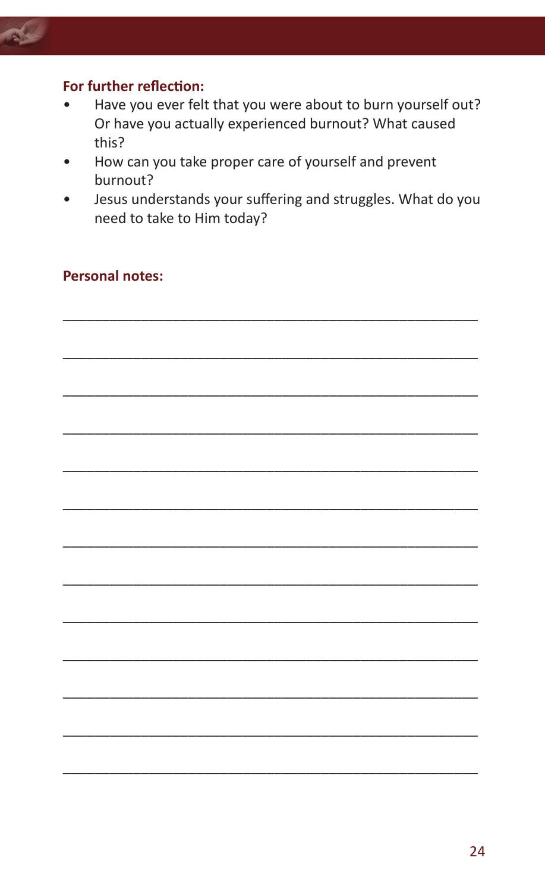**For further reflection:**

- Have you ever felt that you were about to burn yourself out? Or have you actually experienced burnout? What caused this?
- How can you take proper care of yourself and prevent burnout?
- Jesus understands your suffering and struggles. What do you need to take to Him today?

**Personal notes:**

_______________________________________________________

_______________________________________________________

_______________________________________________________

_______________________________________________________

_______________________________________________________

_______________________________________________________

_______________________________________________________

_______________________________________________________

_______________________________________________________

_______________________________________________________

_______________________________________________________

_______________________________________________________

_______________________________________________________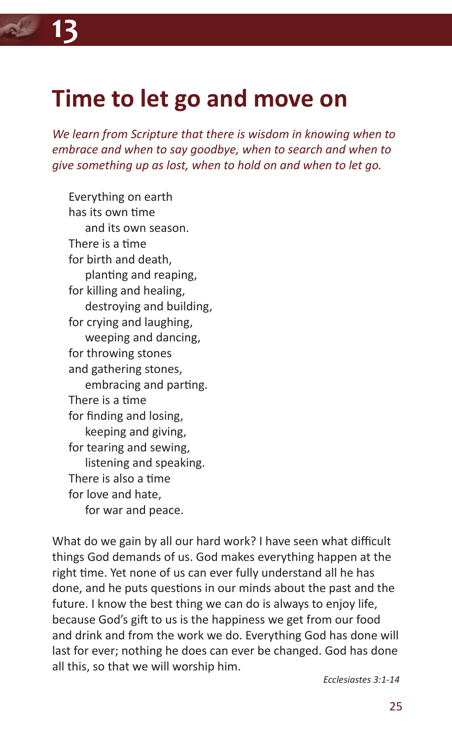# 13

## Time to let go and move on

*We learn from Scripture that there is wisdom in knowing when to embrace and when to say goodbye, when to search and when to give something up as lost, when to hold on and when to let go.*

Everything on earth  
has its own time  
  and its own season.  
There is a time  
for birth and death,  
  planting and reaping,  
for killing and healing,  
  destroying and building,  
for crying and laughing,  
  weeping and dancing,  
for throwing stones  
and gathering stones,  
  embracing and parting.  
There is a time  
for finding and losing,  
  keeping and giving,  
for tearing and sewing,  
  listening and speaking.  
There is also a time  
for love and hate,  
  for war and peace.

What do we gain by all our hard work? I have seen what difficult things God demands of us. God makes everything happen at the right time. Yet none of us can ever fully understand all he has done, and he puts questions in our minds about the past and the future. I know the best thing we can do is always to enjoy life, because God's gift to us is the happiness we get from our food and drink and from the work we do. Everything God has done will last for ever; nothing he does can ever be changed. God has done all this, so that we will worship him.

*Ecclesiastes 3:1-14*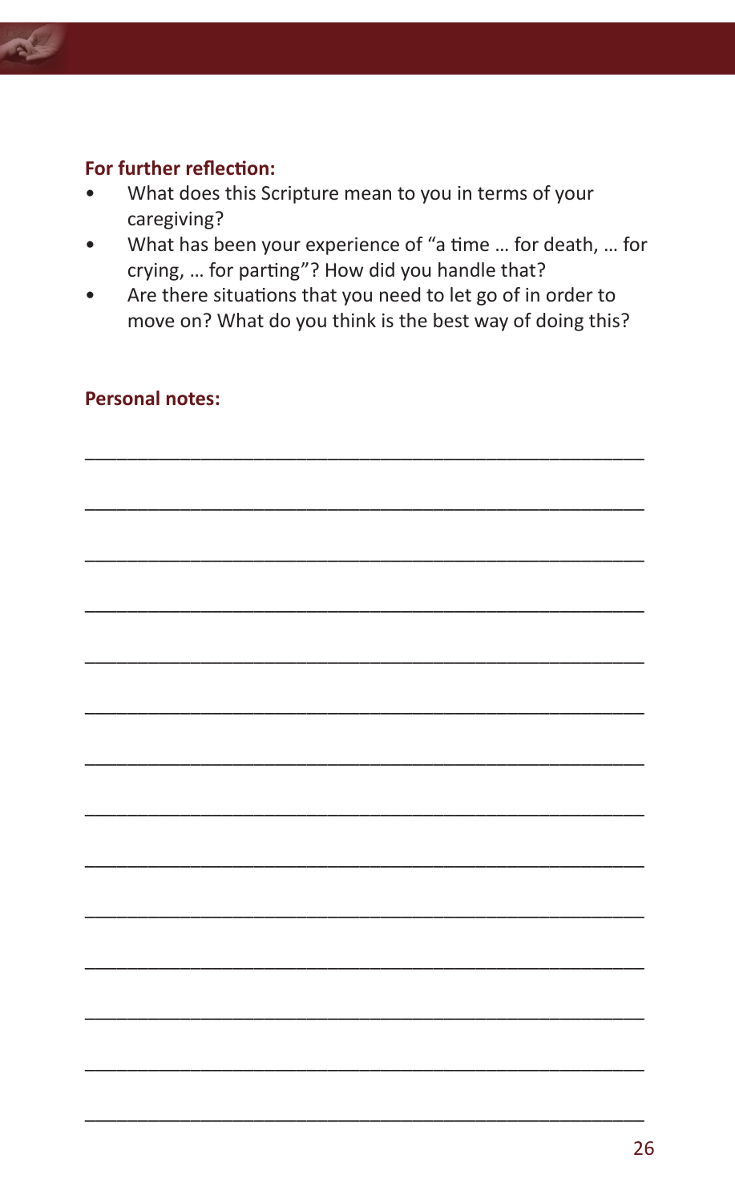**For further reflection:**

- What does this Scripture mean to you in terms of your caregiving?
- What has been your experience of "a time … for death, … for crying, … for parting"? How did you handle that?
- Are there situations that you need to let go of in order to move on? What do you think is the best way of doing this?

**Personal notes:**

____________________________________________________

____________________________________________________

____________________________________________________

____________________________________________________

____________________________________________________

____________________________________________________

____________________________________________________

____________________________________________________

____________________________________________________

____________________________________________________

____________________________________________________

____________________________________________________

____________________________________________________

____________________________________________________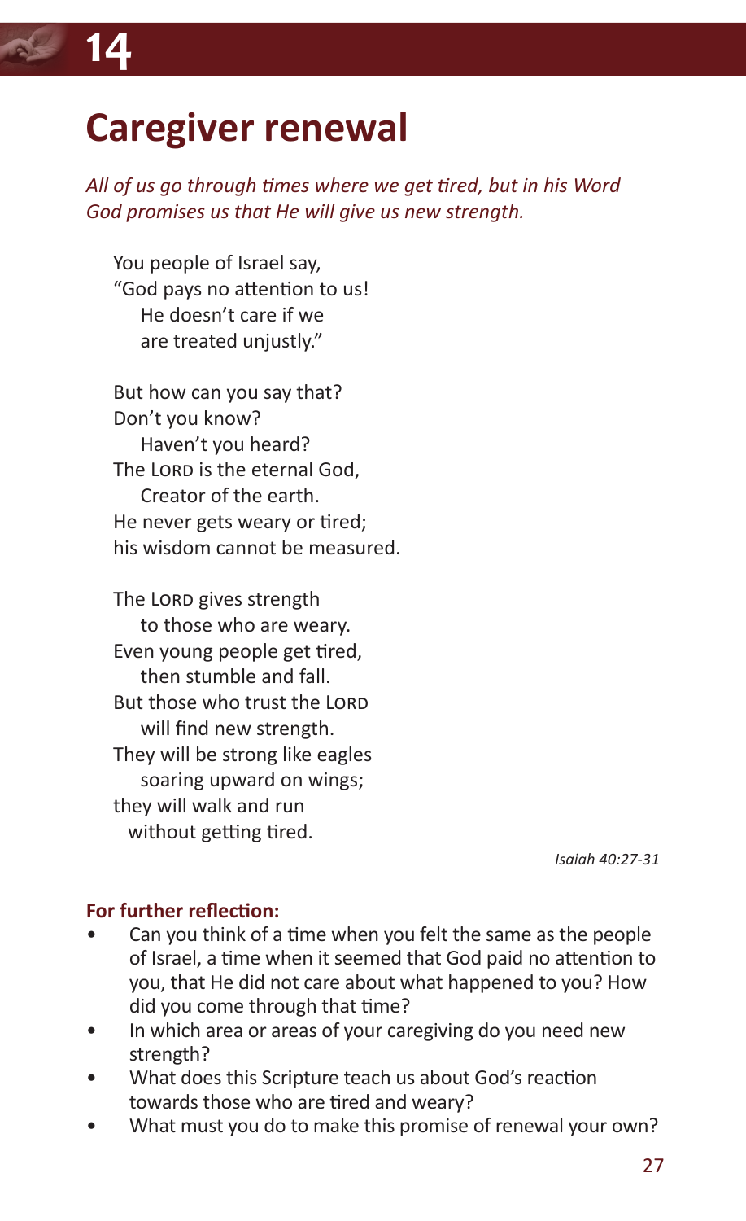# 14

## Caregiver renewal

*All of us go through times where we get tired, but in his Word God promises us that He will give us new strength.*

> You people of Israel say,
> "God pays no attention to us!
> He doesn't care if we
> are treated unjustly."
>
> But how can you say that?
> Don't you know?
> Haven't you heard?
> The LORD is the eternal God,
> Creator of the earth.
> He never gets weary or tired;
> his wisdom cannot be measured.
>
> The LORD gives strength
> to those who are weary.
> Even young people get tired,
> then stumble and fall.
> But those who trust the LORD
> will find new strength.
> They will be strong like eagles
> soaring upward on wings;
> they will walk and run
> without getting tired.

*Isaiah 40:27-31*

**For further reflection:**

- Can you think of a time when you felt the same as the people of Israel, a time when it seemed that God paid no attention to you, that He did not care about what happened to you? How did you come through that time?
- In which area or areas of your caregiving do you need new strength?
- What does this Scripture teach us about God's reaction towards those who are tired and weary?
- What must you do to make this promise of renewal your own?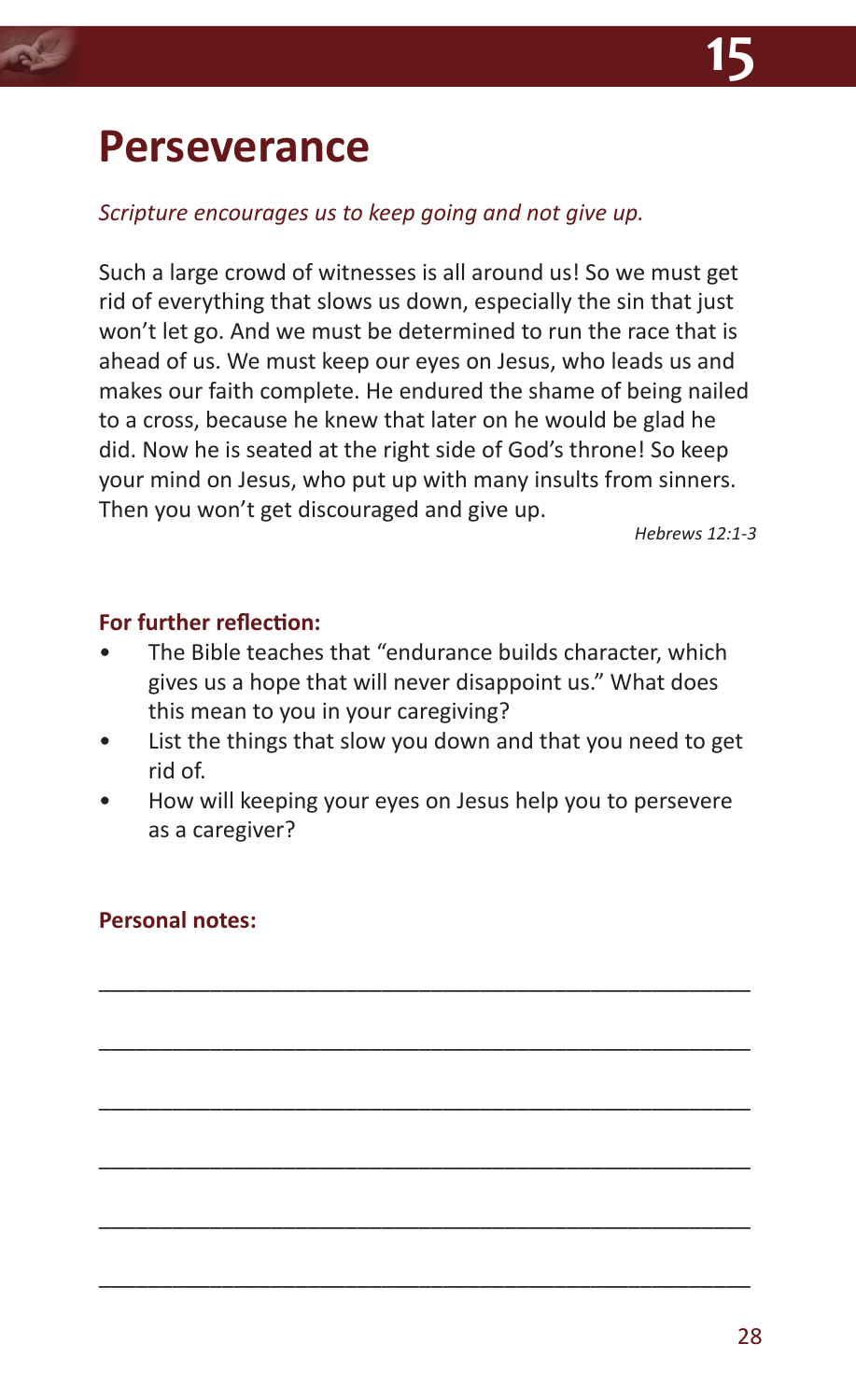# Perseverance

*Scripture encourages us to keep going and not give up.*

Such a large crowd of witnesses is all around us! So we must get rid of everything that slows us down, especially the sin that just won't let go. And we must be determined to run the race that is ahead of us. We must keep our eyes on Jesus, who leads us and makes our faith complete. He endured the shame of being nailed to a cross, because he knew that later on he would be glad he did. Now he is seated at the right side of God's throne! So keep your mind on Jesus, who put up with many insults from sinners. Then you won't get discouraged and give up.

*Hebrews 12:1-3*

**For further reflection:**

- The Bible teaches that "endurance builds character, which gives us a hope that will never disappoint us." What does this mean to you in your caregiving?
- List the things that slow you down and that you need to get rid of.
- How will keeping your eyes on Jesus help you to persevere as a caregiver?

**Personal notes:**

______________________________________________

______________________________________________

______________________________________________

______________________________________________

______________________________________________

______________________________________________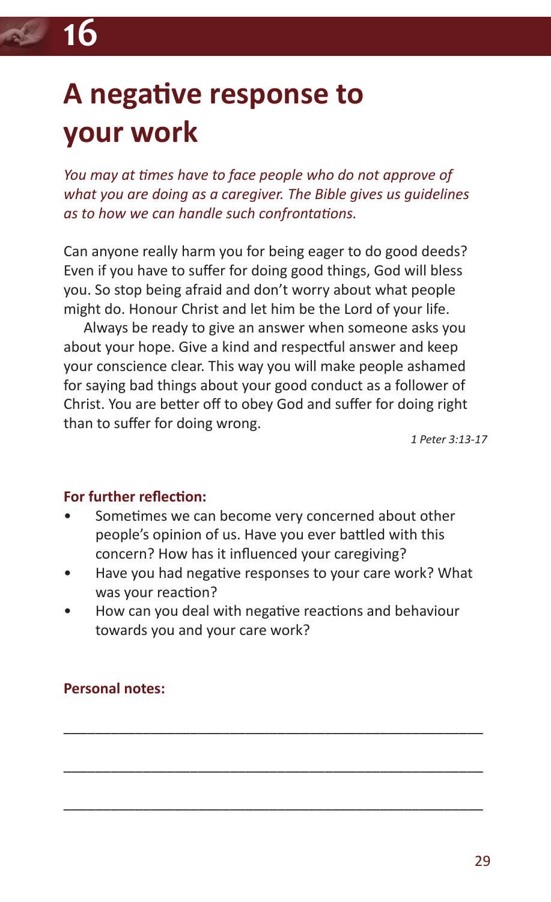# 16

## A negative response to your work

*You may at times have to face people who do not approve of what you are doing as a caregiver. The Bible gives us guidelines as to how we can handle such confrontations.*

Can anyone really harm you for being eager to do good deeds? Even if you have to suffer for doing good things, God will bless you. So stop being afraid and don't worry about what people might do. Honour Christ and let him be the Lord of your life.

Always be ready to give an answer when someone asks you about your hope. Give a kind and respectful answer and keep your conscience clear. This way you will make people ashamed for saying bad things about your good conduct as a follower of Christ. You are better off to obey God and suffer for doing right than to suffer for doing wrong.

*1 Peter 3:13-17*

**For further reflection:**

- Sometimes we can become very concerned about other people's opinion of us. Have you ever battled with this concern? How has it influenced your caregiving?
- Have you had negative responses to your care work? What was your reaction?
- How can you deal with negative reactions and behaviour towards you and your care work?

**Personal notes:**

\_\_\_\_\_\_\_\_\_\_\_\_\_\_\_\_\_\_\_\_\_\_\_\_\_\_\_\_\_\_\_\_\_\_\_\_\_\_\_\_\_\_\_\_\_\_\_\_\_\_\_\_

\_\_\_\_\_\_\_\_\_\_\_\_\_\_\_\_\_\_\_\_\_\_\_\_\_\_\_\_\_\_\_\_\_\_\_\_\_\_\_\_\_\_\_\_\_\_\_\_\_\_\_\_

\_\_\_\_\_\_\_\_\_\_\_\_\_\_\_\_\_\_\_\_\_\_\_\_\_\_\_\_\_\_\_\_\_\_\_\_\_\_\_\_\_\_\_\_\_\_\_\_\_\_\_\_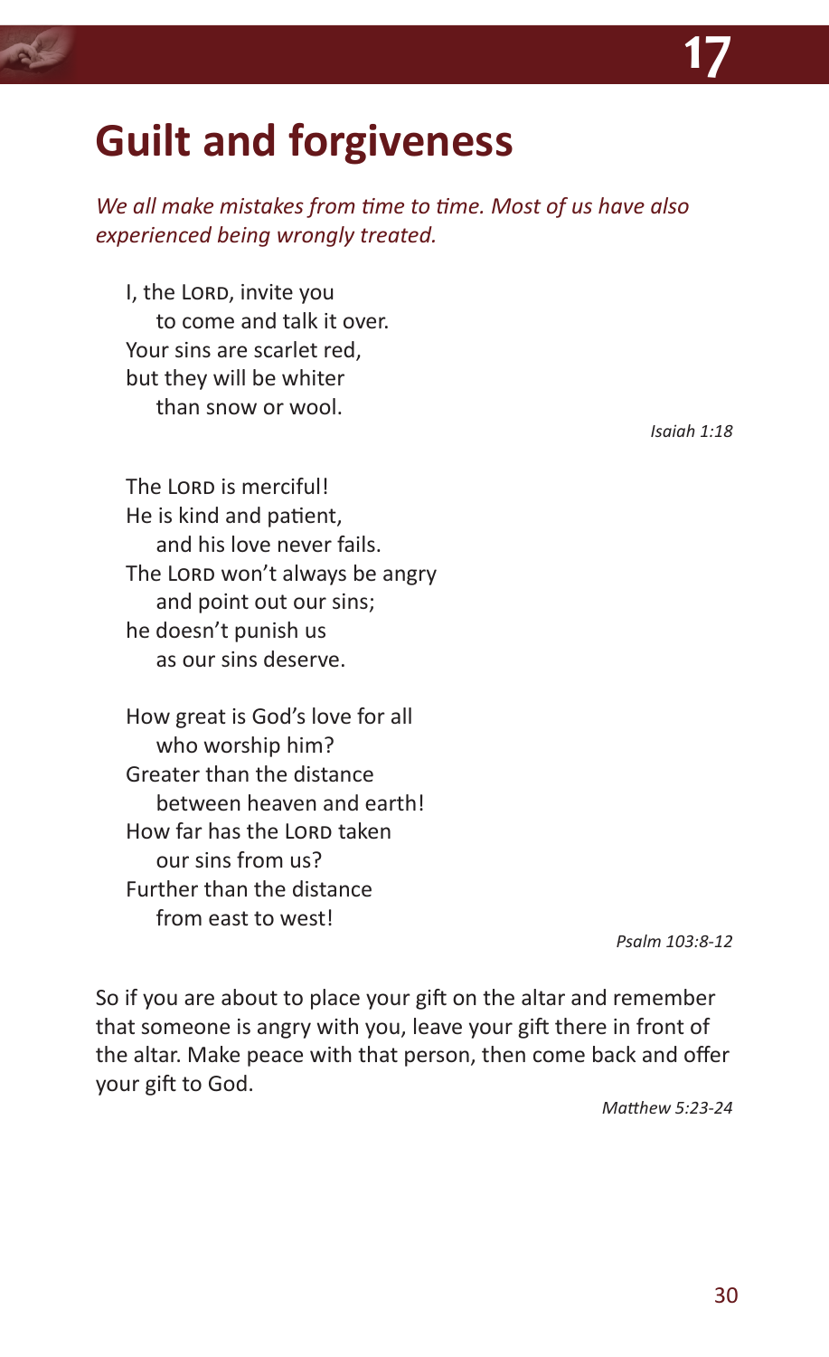# Guilt and forgiveness

*We all make mistakes from time to time. Most of us have also experienced being wrongly treated.*

I, the LORD, invite you
  to come and talk it over.
Your sins are scarlet red,
but they will be whiter
  than snow or wool.

*Isaiah 1:18*

The LORD is merciful!
He is kind and patient,
  and his love never fails.
The LORD won't always be angry
  and point out our sins;
he doesn't punish us
  as our sins deserve.

How great is God's love for all
  who worship him?
Greater than the distance
  between heaven and earth!
How far has the LORD taken
  our sins from us?
Further than the distance
  from east to west!

*Psalm 103:8-12*

So if you are about to place your gift on the altar and remember that someone is angry with you, leave your gift there in front of the altar. Make peace with that person, then come back and offer your gift to God.

*Matthew 5:23-24*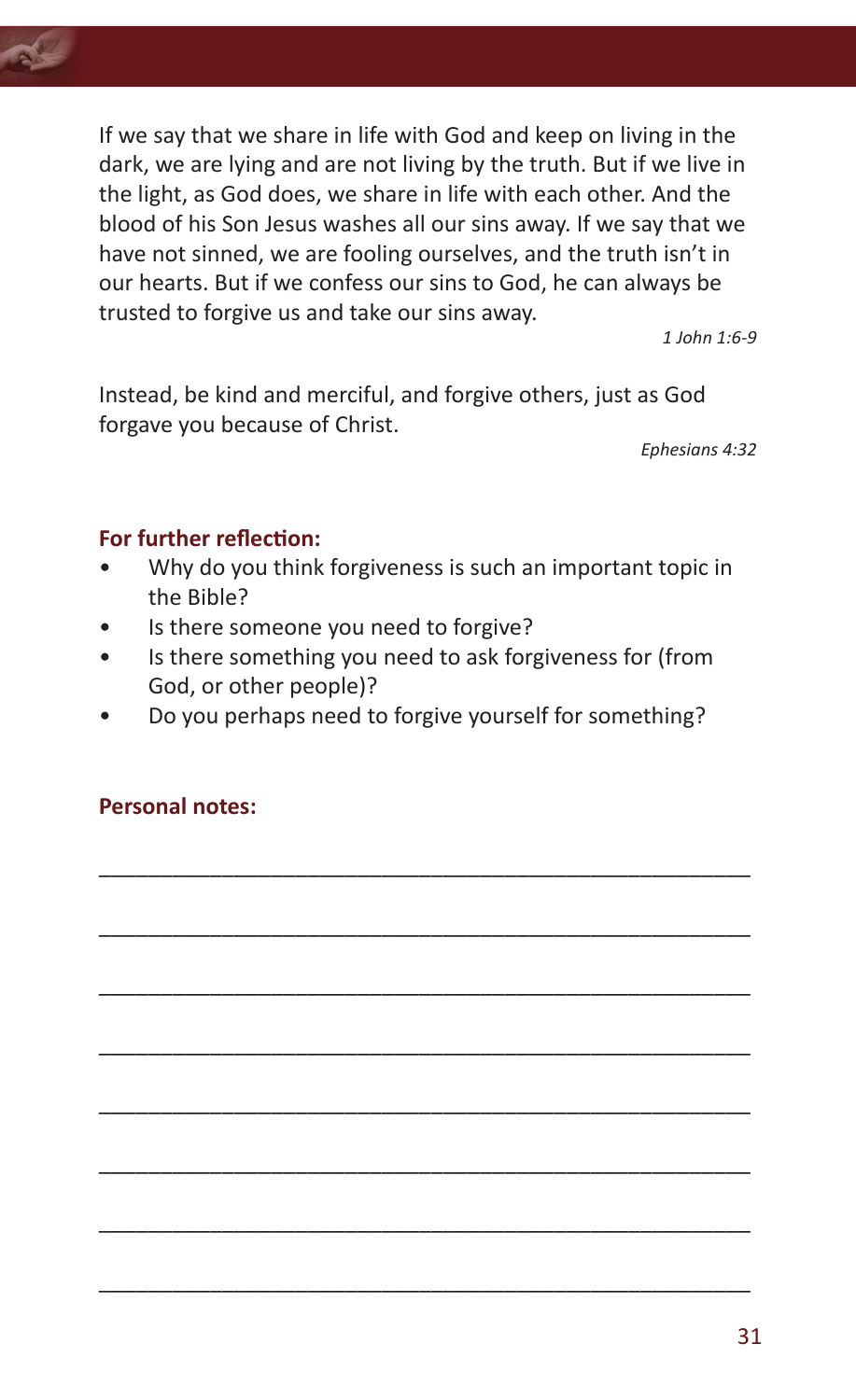If we say that we share in life with God and keep on living in the dark, we are lying and are not living by the truth. But if we live in the light, as God does, we share in life with each other. And the blood of his Son Jesus washes all our sins away. If we say that we have not sinned, we are fooling ourselves, and the truth isn't in our hearts. But if we confess our sins to God, he can always be trusted to forgive us and take our sins away.

*1 John 1:6-9*

Instead, be kind and merciful, and forgive others, just as God forgave you because of Christ.

*Ephesians 4:32*

**For further reflection:**

- Why do you think forgiveness is such an important topic in the Bible?
- Is there someone you need to forgive?
- Is there something you need to ask forgiveness for (from God, or other people)?
- Do you perhaps need to forgive yourself for something?

**Personal notes:**

_______________________________________________

_______________________________________________

_______________________________________________

_______________________________________________

_______________________________________________

_______________________________________________

_______________________________________________

_______________________________________________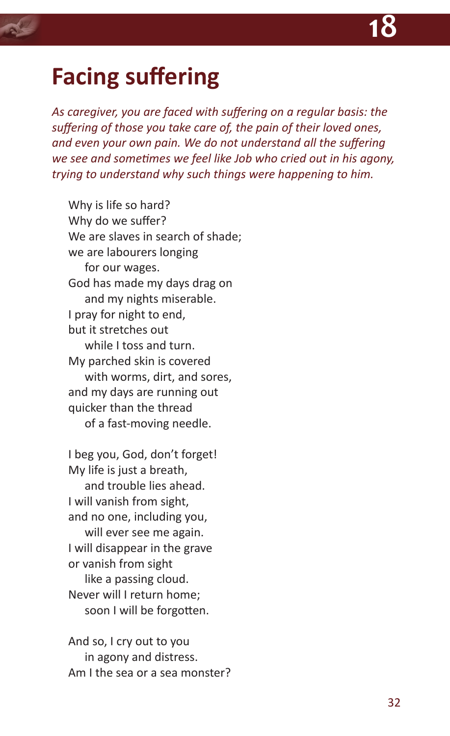# Facing suffering

*As caregiver, you are faced with suffering on a regular basis: the suffering of those you take care of, the pain of their loved ones, and even your own pain. We do not understand all the suffering we see and sometimes we feel like Job who cried out in his agony, trying to understand why such things were happening to him.*

Why is life so hard?
Why do we suffer?
We are slaves in search of shade;
we are labourers longing
  for our wages.
God has made my days drag on
  and my nights miserable.
I pray for night to end,
but it stretches out
  while I toss and turn.
My parched skin is covered
  with worms, dirt, and sores,
and my days are running out
quicker than the thread
  of a fast-moving needle.

I beg you, God, don't forget!
My life is just a breath,
  and trouble lies ahead.
I will vanish from sight,
and no one, including you,
  will ever see me again.
I will disappear in the grave
or vanish from sight
  like a passing cloud.
Never will I return home;
  soon I will be forgotten.

And so, I cry out to you
  in agony and distress.
Am I the sea or a sea monster?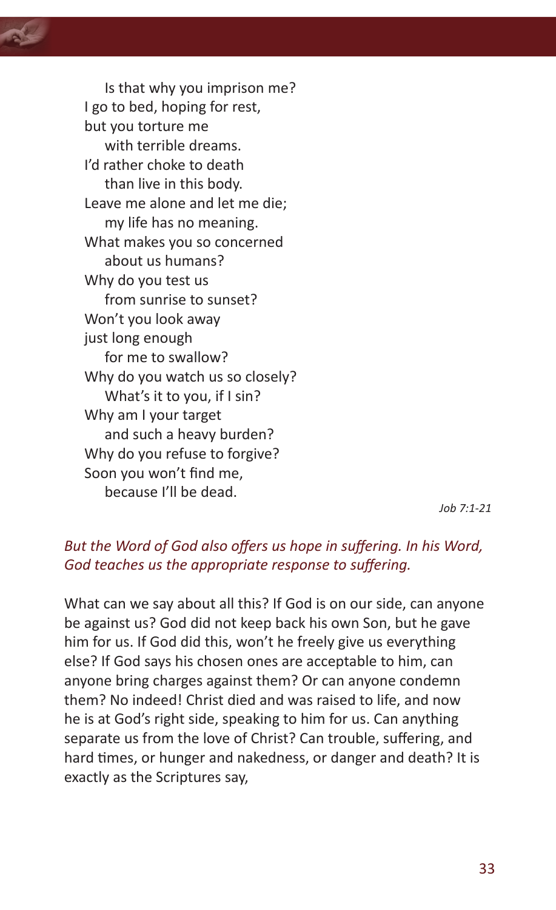Is that why you imprison me?  
I go to bed, hoping for rest,  
but you torture me  
with terrible dreams.  
I'd rather choke to death  
than live in this body.  
Leave me alone and let me die;  
my life has no meaning.  
What makes you so concerned  
about us humans?  
Why do you test us  
from sunrise to sunset?  
Won't you look away  
just long enough  
for me to swallow?  
Why do you watch us so closely?  
What's it to you, if I sin?  
Why am I your target  
and such a heavy burden?  
Why do you refuse to forgive?  
Soon you won't find me,  
because I'll be dead.

*Job 7:1-21*

*But the Word of God also offers us hope in suffering. In his Word, God teaches us the appropriate response to suffering.*

What can we say about all this? If God is on our side, can anyone be against us? God did not keep back his own Son, but he gave him for us. If God did this, won't he freely give us everything else? If God says his chosen ones are acceptable to him, can anyone bring charges against them? Or can anyone condemn them? No indeed! Christ died and was raised to life, and now he is at God's right side, speaking to him for us. Can anything separate us from the love of Christ? Can trouble, suffering, and hard times, or hunger and nakedness, or danger and death? It is exactly as the Scriptures say,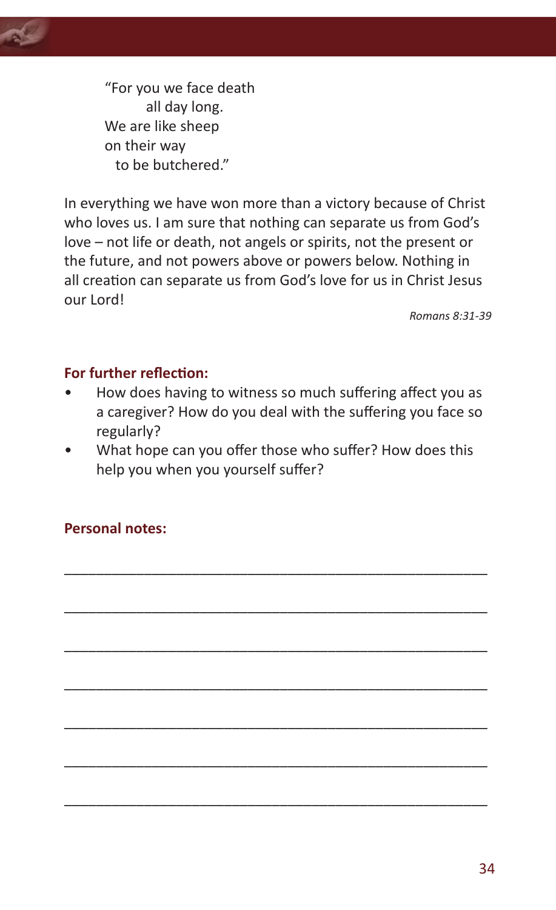> "For you we face death
> all day long.
> We are like sheep
> on their way
> to be butchered."

In everything we have won more than a victory because of Christ who loves us. I am sure that nothing can separate us from God's love – not life or death, not angels or spirits, not the present or the future, and not powers above or powers below. Nothing in all creation can separate us from God's love for us in Christ Jesus our Lord!

*Romans 8:31-39*

**For further reflection:**

- How does having to witness so much suffering affect you as a caregiver? How do you deal with the suffering you face so regularly?
- What hope can you offer those who suffer? How does this help you when you yourself suffer?

**Personal notes:**

______________________________________________________

______________________________________________________

______________________________________________________

______________________________________________________

______________________________________________________

______________________________________________________

______________________________________________________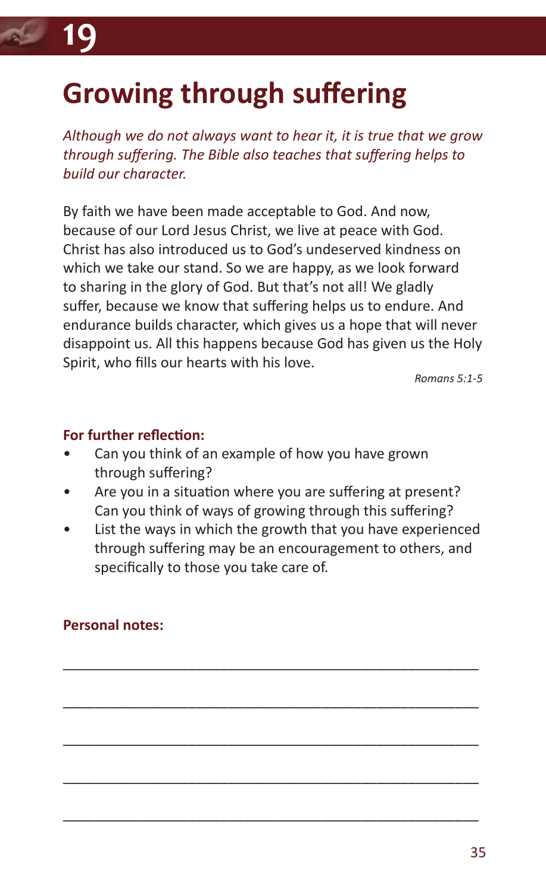# 19

## Growing through suffering

*Although we do not always want to hear it, it is true that we grow through suffering. The Bible also teaches that suffering helps to build our character.*

By faith we have been made acceptable to God. And now, because of our Lord Jesus Christ, we live at peace with God. Christ has also introduced us to God's undeserved kindness on which we take our stand. So we are happy, as we look forward to sharing in the glory of God. But that's not all! We gladly suffer, because we know that suffering helps us to endure. And endurance builds character, which gives us a hope that will never disappoint us. All this happens because God has given us the Holy Spirit, who fills our hearts with his love.

*Romans 5:1-5*

**For further reflection:**

- Can you think of an example of how you have grown through suffering?
- Are you in a situation where you are suffering at present? Can you think of ways of growing through this suffering?
- List the ways in which the growth that you have experienced through suffering may be an encouragement to others, and specifically to those you take care of.

**Personal notes:**

\_\_\_\_\_\_\_\_\_\_\_\_\_\_\_\_\_\_\_\_\_\_\_\_\_\_\_\_\_\_\_\_\_\_\_\_\_\_\_\_\_\_\_\_\_\_\_\_\_\_\_\_

\_\_\_\_\_\_\_\_\_\_\_\_\_\_\_\_\_\_\_\_\_\_\_\_\_\_\_\_\_\_\_\_\_\_\_\_\_\_\_\_\_\_\_\_\_\_\_\_\_\_\_\_

\_\_\_\_\_\_\_\_\_\_\_\_\_\_\_\_\_\_\_\_\_\_\_\_\_\_\_\_\_\_\_\_\_\_\_\_\_\_\_\_\_\_\_\_\_\_\_\_\_\_\_\_

\_\_\_\_\_\_\_\_\_\_\_\_\_\_\_\_\_\_\_\_\_\_\_\_\_\_\_\_\_\_\_\_\_\_\_\_\_\_\_\_\_\_\_\_\_\_\_\_\_\_\_\_

\_\_\_\_\_\_\_\_\_\_\_\_\_\_\_\_\_\_\_\_\_\_\_\_\_\_\_\_\_\_\_\_\_\_\_\_\_\_\_\_\_\_\_\_\_\_\_\_\_\_\_\_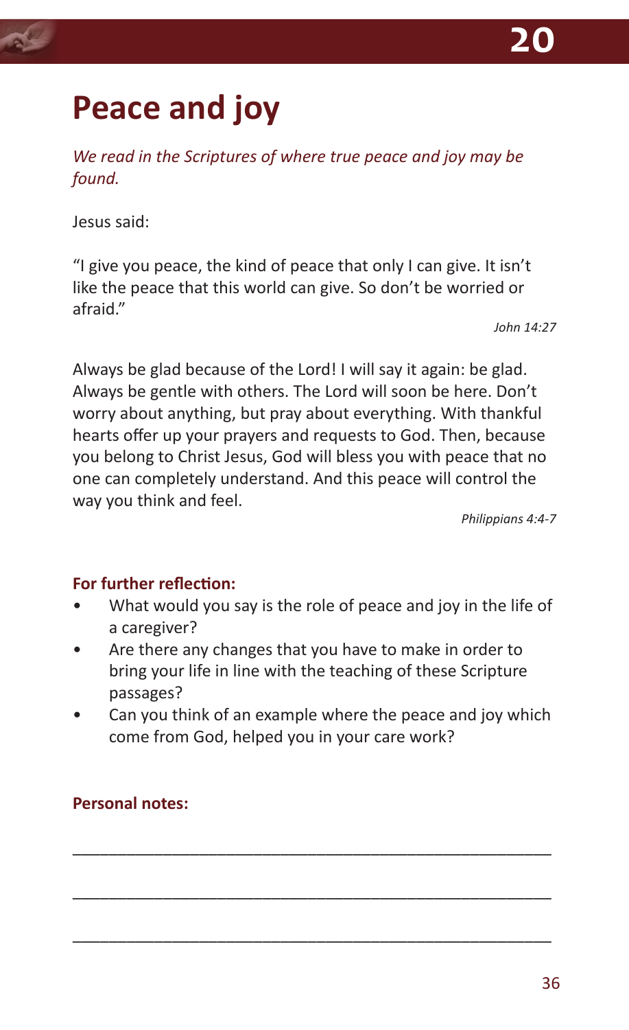# 20

# Peace and joy

*We read in the Scriptures of where true peace and joy may be found.*

Jesus said:

"I give you peace, the kind of peace that only I can give. It isn't like the peace that this world can give. So don't be worried or afraid."

*John 14:27*

Always be glad because of the Lord! I will say it again: be glad. Always be gentle with others. The Lord will soon be here. Don't worry about anything, but pray about everything. With thankful hearts offer up your prayers and requests to God. Then, because you belong to Christ Jesus, God will bless you with peace that no one can completely understand. And this peace will control the way you think and feel.

*Philippians 4:4-7*

**For further reflection:**

- What would you say is the role of peace and joy in the life of a caregiver?
- Are there any changes that you have to make in order to bring your life in line with the teaching of these Scripture passages?
- Can you think of an example where the peace and joy which come from God, helped you in your care work?

**Personal notes:**

_______________________________________________

_______________________________________________

_______________________________________________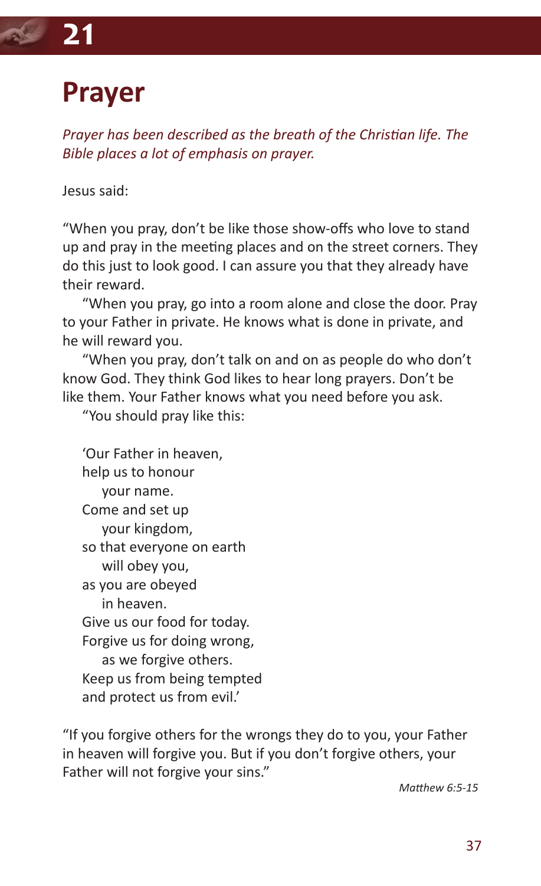## 21

# Prayer

*Prayer has been described as the breath of the Christian life. The Bible places a lot of emphasis on prayer.*

Jesus said:

"When you pray, don't be like those show-offs who love to stand up and pray in the meeting places and on the street corners. They do this just to look good. I can assure you that they already have their reward.

"When you pray, go into a room alone and close the door. Pray to your Father in private. He knows what is done in private, and he will reward you.

"When you pray, don't talk on and on as people do who don't know God. They think God likes to hear long prayers. Don't be like them. Your Father knows what you need before you ask.

"You should pray like this:

> 'Our Father in heaven,
> help us to honour
> your name.
> Come and set up
> your kingdom,
> so that everyone on earth
> will obey you,
> as you are obeyed
> in heaven.
> Give us our food for today.
> Forgive us for doing wrong,
> as we forgive others.
> Keep us from being tempted
> and protect us from evil.'

"If you forgive others for the wrongs they do to you, your Father in heaven will forgive you. But if you don't forgive others, your Father will not forgive your sins."

*Matthew 6:5-15*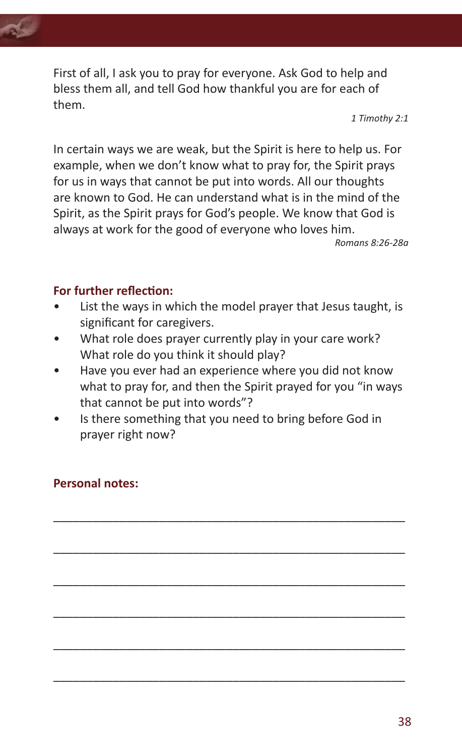First of all, I ask you to pray for everyone. Ask God to help and bless them all, and tell God how thankful you are for each of them.

*1 Timothy 2:1*

In certain ways we are weak, but the Spirit is here to help us. For example, when we don't know what to pray for, the Spirit prays for us in ways that cannot be put into words. All our thoughts are known to God. He can understand what is in the mind of the Spirit, as the Spirit prays for God's people. We know that God is always at work for the good of everyone who loves him.

*Romans 8:26-28a*

**For further reflection:**

- List the ways in which the model prayer that Jesus taught, is significant for caregivers.
- What role does prayer currently play in your care work? What role do you think it should play?
- Have you ever had an experience where you did not know what to pray for, and then the Spirit prayed for you "in ways that cannot be put into words"?
- Is there something that you need to bring before God in prayer right now?

**Personal notes:**

\_\_\_\_\_\_\_\_\_\_\_\_\_\_\_\_\_\_\_\_\_\_\_\_\_\_\_\_\_\_\_\_\_\_\_\_\_\_\_\_\_\_\_\_\_\_\_\_\_\_

\_\_\_\_\_\_\_\_\_\_\_\_\_\_\_\_\_\_\_\_\_\_\_\_\_\_\_\_\_\_\_\_\_\_\_\_\_\_\_\_\_\_\_\_\_\_\_\_\_\_

\_\_\_\_\_\_\_\_\_\_\_\_\_\_\_\_\_\_\_\_\_\_\_\_\_\_\_\_\_\_\_\_\_\_\_\_\_\_\_\_\_\_\_\_\_\_\_\_\_\_

\_\_\_\_\_\_\_\_\_\_\_\_\_\_\_\_\_\_\_\_\_\_\_\_\_\_\_\_\_\_\_\_\_\_\_\_\_\_\_\_\_\_\_\_\_\_\_\_\_\_

\_\_\_\_\_\_\_\_\_\_\_\_\_\_\_\_\_\_\_\_\_\_\_\_\_\_\_\_\_\_\_\_\_\_\_\_\_\_\_\_\_\_\_\_\_\_\_\_\_\_

\_\_\_\_\_\_\_\_\_\_\_\_\_\_\_\_\_\_\_\_\_\_\_\_\_\_\_\_\_\_\_\_\_\_\_\_\_\_\_\_\_\_\_\_\_\_\_\_\_\_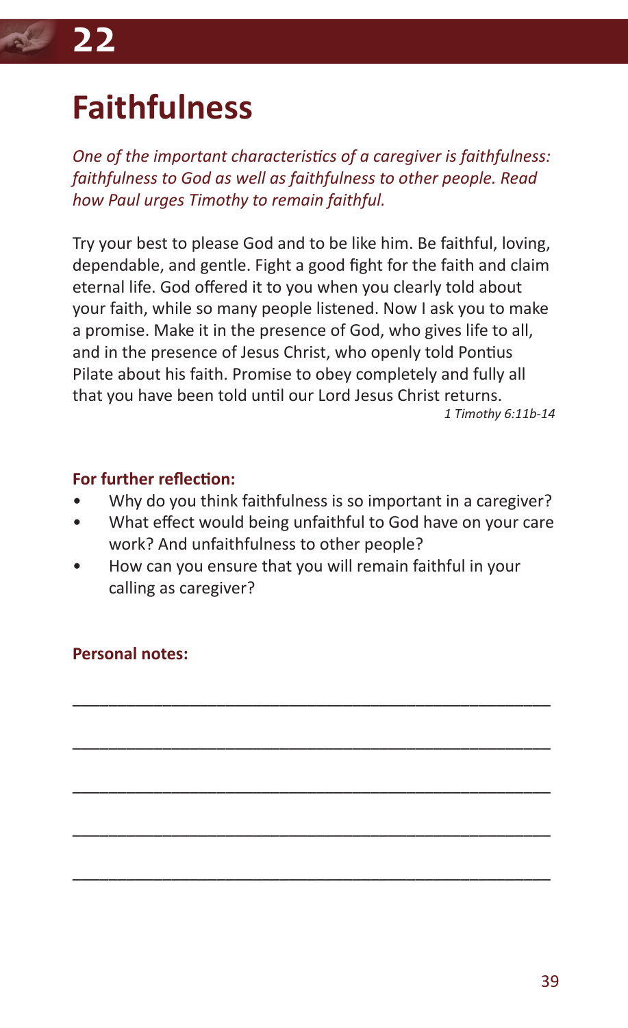# 22

# Faithfulness

*One of the important characteristics of a caregiver is faithfulness: faithfulness to God as well as faithfulness to other people. Read how Paul urges Timothy to remain faithful.*

Try your best to please God and to be like him. Be faithful, loving, dependable, and gentle. Fight a good fight for the faith and claim eternal life. God offered it to you when you clearly told about your faith, while so many people listened. Now I ask you to make a promise. Make it in the presence of God, who gives life to all, and in the presence of Jesus Christ, who openly told Pontius Pilate about his faith. Promise to obey completely and fully all that you have been told until our Lord Jesus Christ returns.

*1 Timothy 6:11b-14*

**For further reflection:**

- Why do you think faithfulness is so important in a caregiver?
- What effect would being unfaithful to God have on your care work? And unfaithfulness to other people?
- How can you ensure that you will remain faithful in your calling as caregiver?

**Personal notes:**

_______________________________________________

_______________________________________________

_______________________________________________

_______________________________________________

_______________________________________________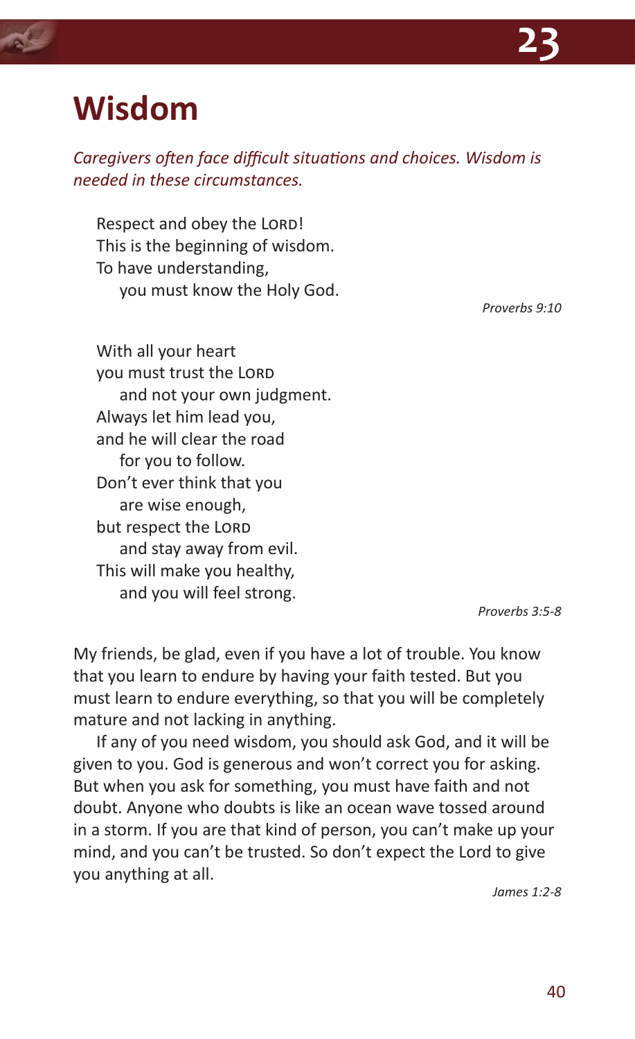# 23

# Wisdom

*Caregivers often face difficult situations and choices. Wisdom is needed in these circumstances.*

Respect and obey the LORD!
This is the beginning of wisdom.
To have understanding,
  you must know the Holy God.

*Proverbs 9:10*

With all your heart
you must trust the LORD
  and not your own judgment.
Always let him lead you,
and he will clear the road
  for you to follow.
Don't ever think that you
  are wise enough,
but respect the LORD
  and stay away from evil.
This will make you healthy,
  and you will feel strong.

*Proverbs 3:5-8*

My friends, be glad, even if you have a lot of trouble. You know that you learn to endure by having your faith tested. But you must learn to endure everything, so that you will be completely mature and not lacking in anything.

If any of you need wisdom, you should ask God, and it will be given to you. God is generous and won't correct you for asking. But when you ask for something, you must have faith and not doubt. Anyone who doubts is like an ocean wave tossed around in a storm. If you are that kind of person, you can't make up your mind, and you can't be trusted. So don't expect the Lord to give you anything at all.

*James 1:2-8*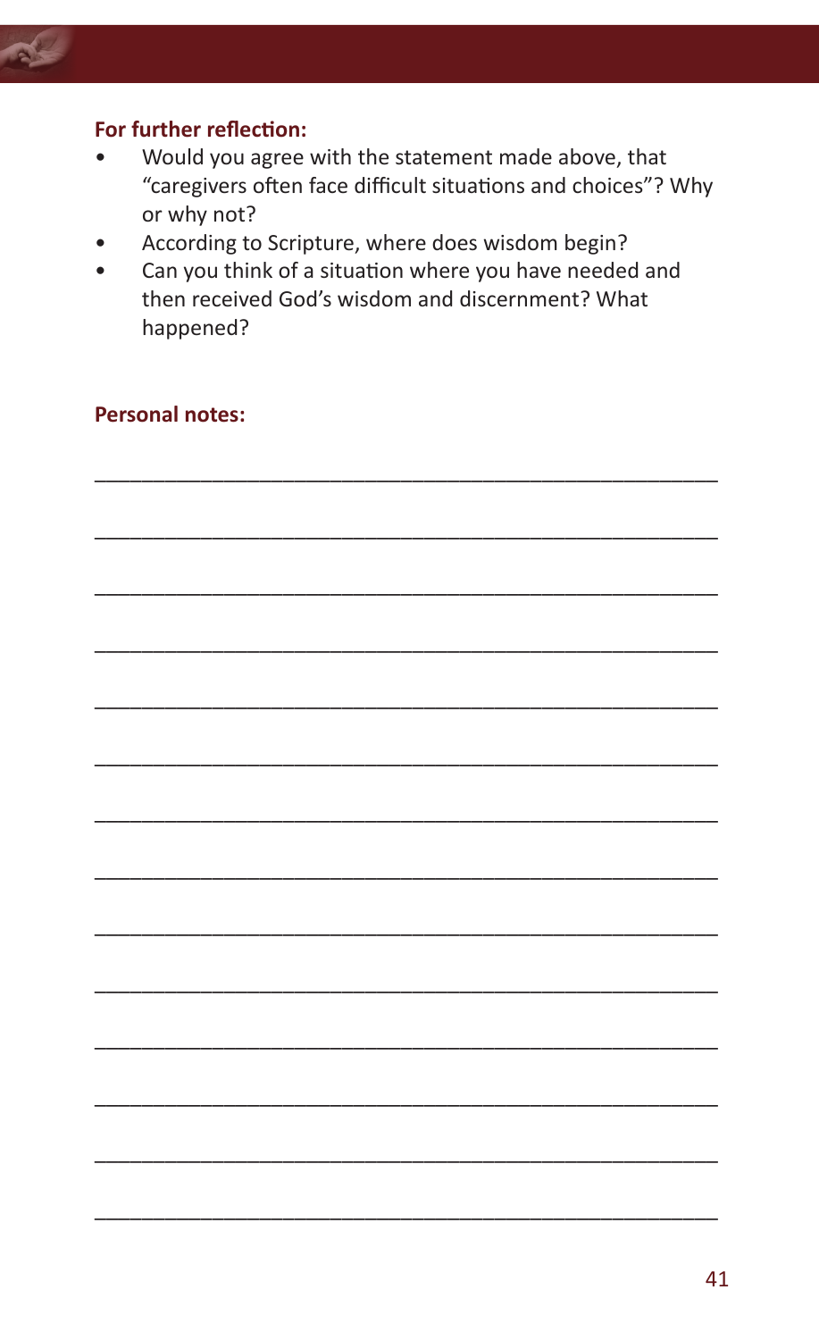**For further reflection:**

- Would you agree with the statement made above, that "caregivers often face difficult situations and choices"? Why or why not?
- According to Scripture, where does wisdom begin?
- Can you think of a situation where you have needed and then received God's wisdom and discernment? What happened?

**Personal notes:**

______________________________________________________

______________________________________________________

______________________________________________________

______________________________________________________

______________________________________________________

______________________________________________________

______________________________________________________

______________________________________________________

______________________________________________________

______________________________________________________

______________________________________________________

______________________________________________________

______________________________________________________

______________________________________________________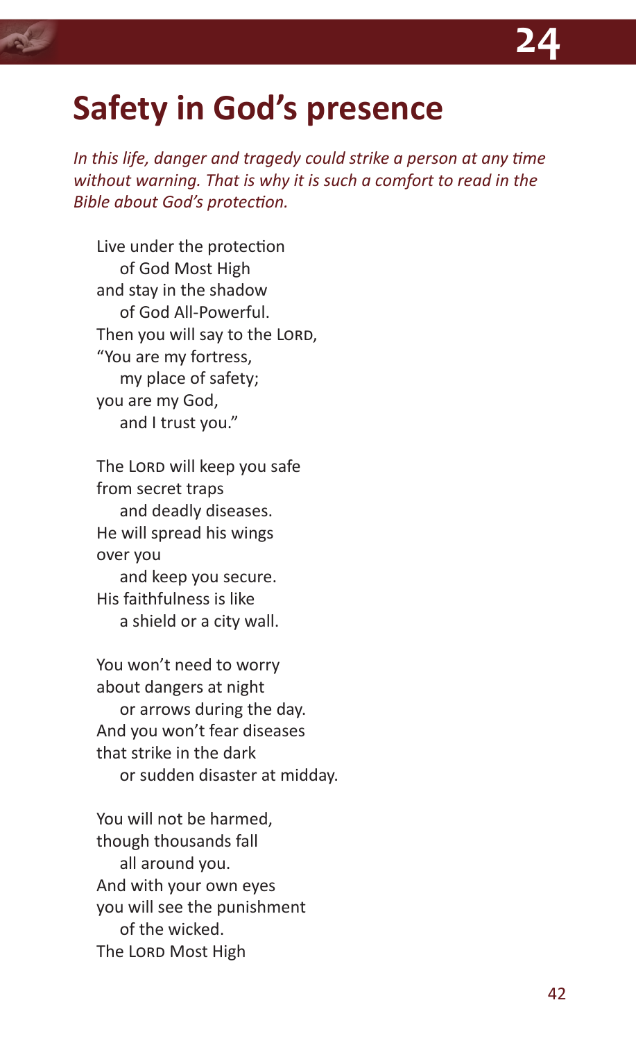# Safety in God's presence

*In this life, danger and tragedy could strike a person at any time without warning. That is why it is such a comfort to read in the Bible about God's protection.*

Live under the protection  
  of God Most High  
and stay in the shadow  
  of God All-Powerful.  
Then you will say to the LORD,  
"You are my fortress,  
  my place of safety;  
you are my God,  
  and I trust you."

The LORD will keep you safe  
from secret traps  
  and deadly diseases.  
He will spread his wings  
over you  
  and keep you secure.  
His faithfulness is like  
  a shield or a city wall.

You won't need to worry  
about dangers at night  
  or arrows during the day.  
And you won't fear diseases  
that strike in the dark  
  or sudden disaster at midday.

You will not be harmed,  
though thousands fall  
  all around you.  
And with your own eyes  
you will see the punishment  
  of the wicked.  
The LORD Most High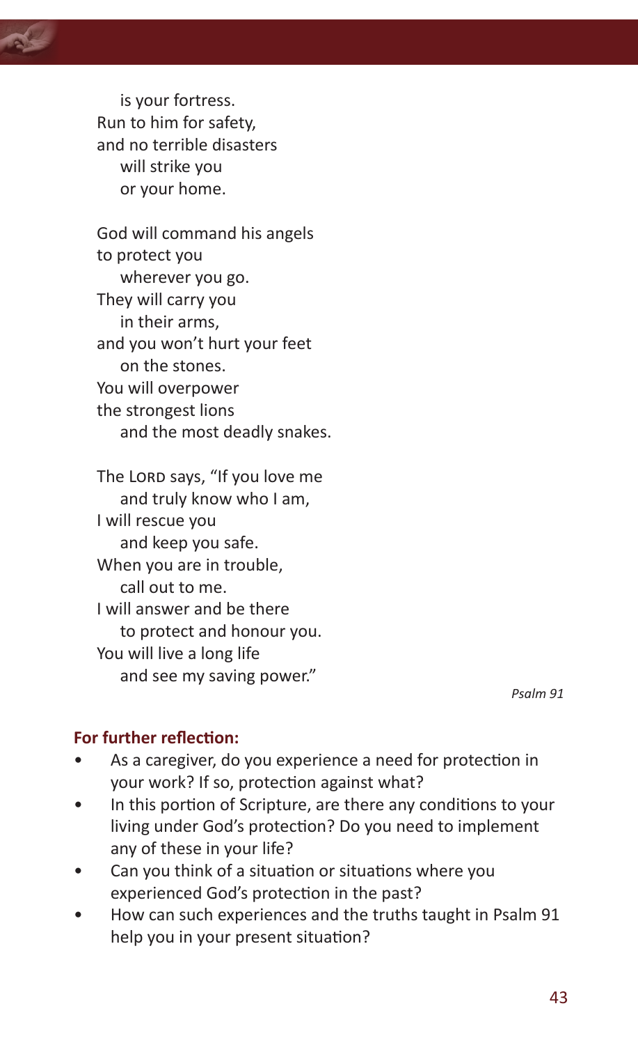is your fortress.  
Run to him for safety,  
and no terrible disasters  
will strike you  
or your home.

God will command his angels  
to protect you  
wherever you go.  
They will carry you  
in their arms,  
and you won't hurt your feet  
on the stones.  
You will overpower  
the strongest lions  
and the most deadly snakes.

The LORD says, "If you love me  
and truly know who I am,  
I will rescue you  
and keep you safe.  
When you are in trouble,  
call out to me.  
I will answer and be there  
to protect and honour you.  
You will live a long life  
and see my saving power."

*Psalm 91*

**For further reflection:**

- As a caregiver, do you experience a need for protection in your work? If so, protection against what?
- In this portion of Scripture, are there any conditions to your living under God's protection? Do you need to implement any of these in your life?
- Can you think of a situation or situations where you experienced God's protection in the past?
- How can such experiences and the truths taught in Psalm 91 help you in your present situation?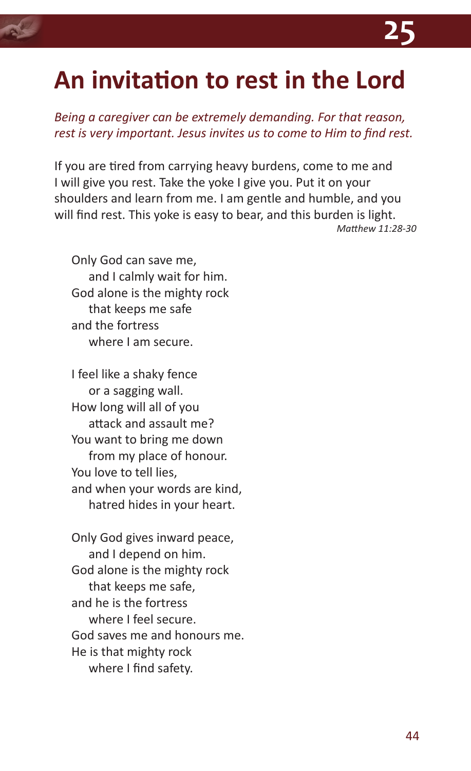# 25

# An invitation to rest in the Lord

*Being a caregiver can be extremely demanding. For that reason, rest is very important. Jesus invites us to come to Him to find rest.*

If you are tired from carrying heavy burdens, come to me and I will give you rest. Take the yoke I give you. Put it on your shoulders and learn from me. I am gentle and humble, and you will find rest. This yoke is easy to bear, and this burden is light.

*Matthew 11:28-30*

Only God can save me,
  and I calmly wait for him.
God alone is the mighty rock
  that keeps me safe
and the fortress
  where I am secure.

I feel like a shaky fence
  or a sagging wall.
How long will all of you
  attack and assault me?
You want to bring me down
  from my place of honour.
You love to tell lies,
and when your words are kind,
  hatred hides in your heart.

Only God gives inward peace,
  and I depend on him.
God alone is the mighty rock
  that keeps me safe,
and he is the fortress
  where I feel secure.
God saves me and honours me.
He is that mighty rock
  where I find safety.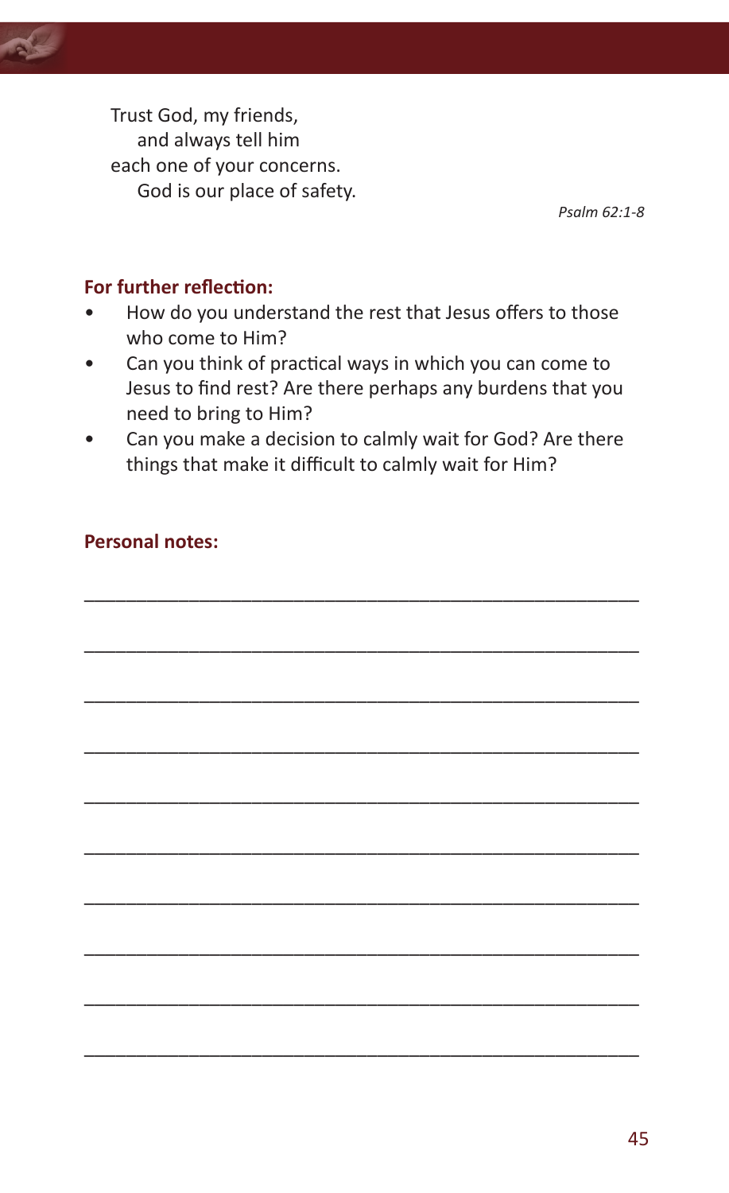Trust God, my friends,  
    and always tell him  
each one of your concerns.  
    God is our place of safety.

*Psalm 62:1-8*

**For further reflection:**

- How do you understand the rest that Jesus offers to those who come to Him?
- Can you think of practical ways in which you can come to Jesus to find rest? Are there perhaps any burdens that you need to bring to Him?
- Can you make a decision to calmly wait for God? Are there things that make it difficult to calmly wait for Him?

**Personal notes:**

\_\_\_\_\_\_\_\_\_\_\_\_\_\_\_\_\_\_\_\_\_\_\_\_\_\_\_\_\_\_\_\_\_\_\_\_\_\_\_\_\_\_\_\_\_\_\_\_\_\_

\_\_\_\_\_\_\_\_\_\_\_\_\_\_\_\_\_\_\_\_\_\_\_\_\_\_\_\_\_\_\_\_\_\_\_\_\_\_\_\_\_\_\_\_\_\_\_\_\_\_

\_\_\_\_\_\_\_\_\_\_\_\_\_\_\_\_\_\_\_\_\_\_\_\_\_\_\_\_\_\_\_\_\_\_\_\_\_\_\_\_\_\_\_\_\_\_\_\_\_\_

\_\_\_\_\_\_\_\_\_\_\_\_\_\_\_\_\_\_\_\_\_\_\_\_\_\_\_\_\_\_\_\_\_\_\_\_\_\_\_\_\_\_\_\_\_\_\_\_\_\_

\_\_\_\_\_\_\_\_\_\_\_\_\_\_\_\_\_\_\_\_\_\_\_\_\_\_\_\_\_\_\_\_\_\_\_\_\_\_\_\_\_\_\_\_\_\_\_\_\_\_

\_\_\_\_\_\_\_\_\_\_\_\_\_\_\_\_\_\_\_\_\_\_\_\_\_\_\_\_\_\_\_\_\_\_\_\_\_\_\_\_\_\_\_\_\_\_\_\_\_\_

\_\_\_\_\_\_\_\_\_\_\_\_\_\_\_\_\_\_\_\_\_\_\_\_\_\_\_\_\_\_\_\_\_\_\_\_\_\_\_\_\_\_\_\_\_\_\_\_\_\_

\_\_\_\_\_\_\_\_\_\_\_\_\_\_\_\_\_\_\_\_\_\_\_\_\_\_\_\_\_\_\_\_\_\_\_\_\_\_\_\_\_\_\_\_\_\_\_\_\_\_

\_\_\_\_\_\_\_\_\_\_\_\_\_\_\_\_\_\_\_\_\_\_\_\_\_\_\_\_\_\_\_\_\_\_\_\_\_\_\_\_\_\_\_\_\_\_\_\_\_\_

\_\_\_\_\_\_\_\_\_\_\_\_\_\_\_\_\_\_\_\_\_\_\_\_\_\_\_\_\_\_\_\_\_\_\_\_\_\_\_\_\_\_\_\_\_\_\_\_\_\_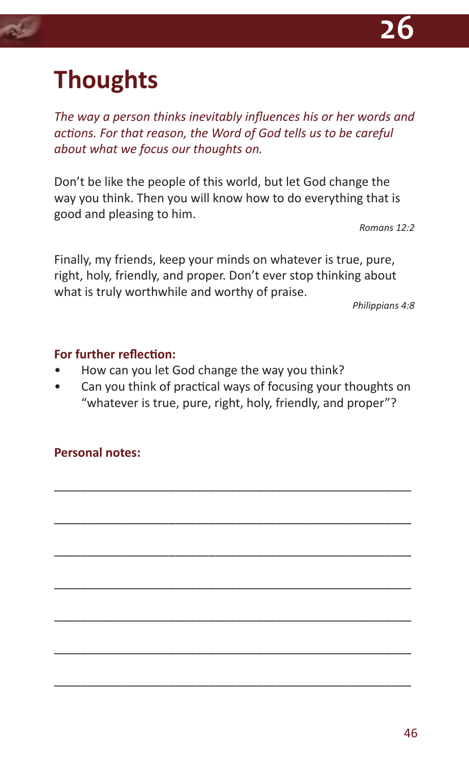# 26

# Thoughts

*The way a person thinks inevitably influences his or her words and actions. For that reason, the Word of God tells us to be careful about what we focus our thoughts on.*

Don't be like the people of this world, but let God change the way you think. Then you will know how to do everything that is good and pleasing to him.

*Romans 12:2*

Finally, my friends, keep your minds on whatever is true, pure, right, holy, friendly, and proper. Don't ever stop thinking about what is truly worthwhile and worthy of praise.

*Philippians 4:8*

**For further reflection:**

- How can you let God change the way you think?
- Can you think of practical ways of focusing your thoughts on "whatever is true, pure, right, holy, friendly, and proper"?

**Personal notes:**

_______________________________________________

_______________________________________________

_______________________________________________

_______________________________________________

_______________________________________________

_______________________________________________

_______________________________________________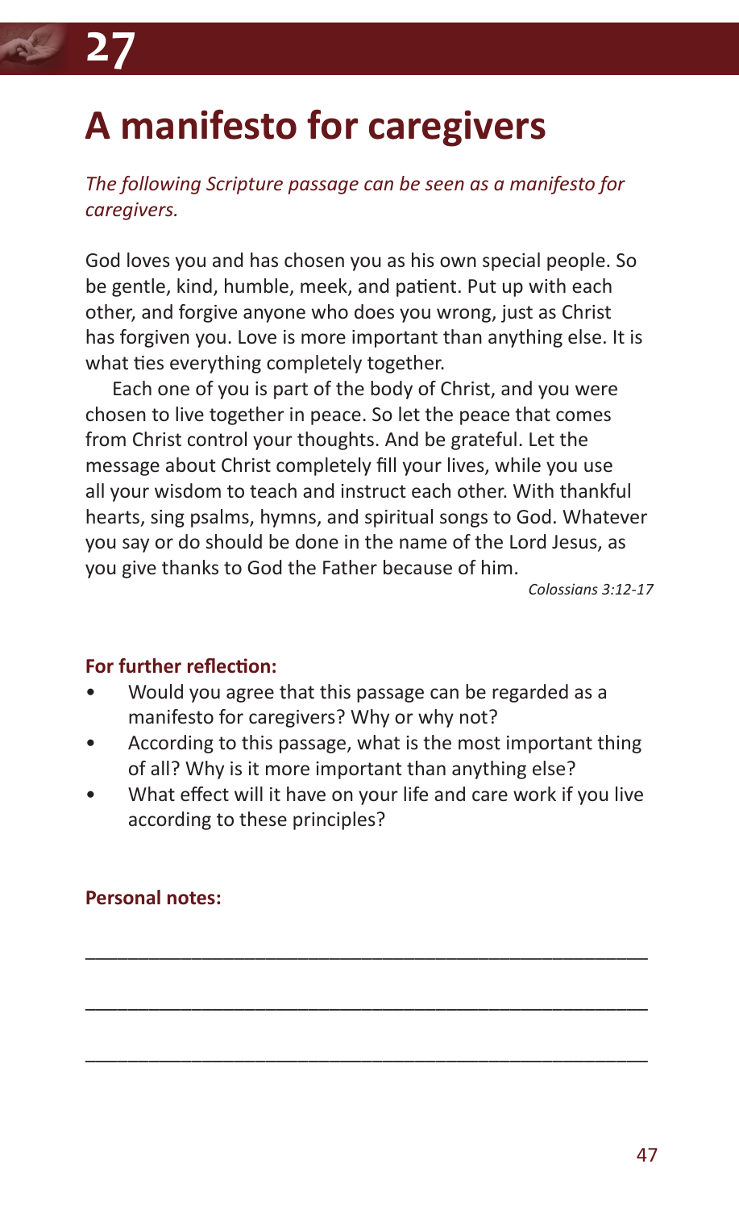# 27

# A manifesto for caregivers

*The following Scripture passage can be seen as a manifesto for caregivers.*

God loves you and has chosen you as his own special people. So be gentle, kind, humble, meek, and patient. Put up with each other, and forgive anyone who does you wrong, just as Christ has forgiven you. Love is more important than anything else. It is what ties everything completely together.

Each one of you is part of the body of Christ, and you were chosen to live together in peace. So let the peace that comes from Christ control your thoughts. And be grateful. Let the message about Christ completely fill your lives, while you use all your wisdom to teach and instruct each other. With thankful hearts, sing psalms, hymns, and spiritual songs to God. Whatever you say or do should be done in the name of the Lord Jesus, as you give thanks to God the Father because of him.

*Colossians 3:12-17*

**For further reflection:**

- Would you agree that this passage can be regarded as a manifesto for caregivers? Why or why not?
- According to this passage, what is the most important thing of all? Why is it more important than anything else?
- What effect will it have on your life and care work if you live according to these principles?

**Personal notes:**

______________________________________________________

______________________________________________________

______________________________________________________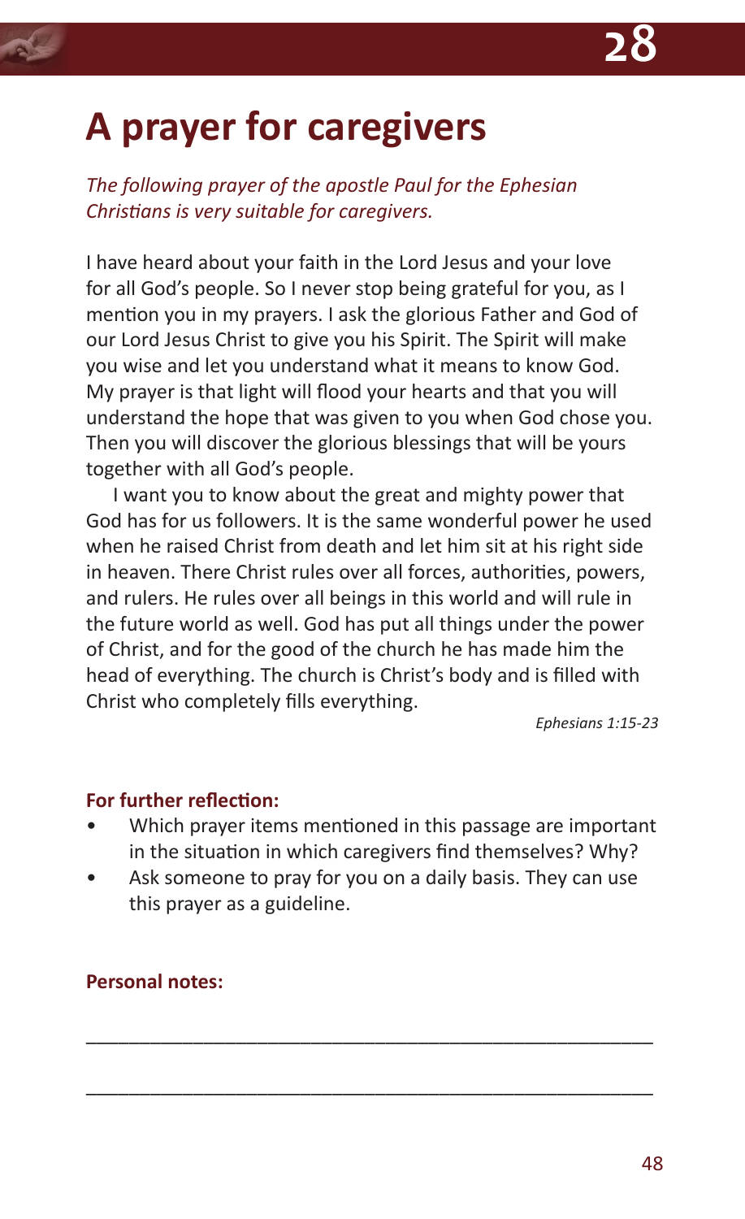# 28

# A prayer for caregivers

*The following prayer of the apostle Paul for the Ephesian Christians is very suitable for caregivers.*

I have heard about your faith in the Lord Jesus and your love for all God's people. So I never stop being grateful for you, as I mention you in my prayers. I ask the glorious Father and God of our Lord Jesus Christ to give you his Spirit. The Spirit will make you wise and let you understand what it means to know God. My prayer is that light will flood your hearts and that you will understand the hope that was given to you when God chose you. Then you will discover the glorious blessings that will be yours together with all God's people.

I want you to know about the great and mighty power that God has for us followers. It is the same wonderful power he used when he raised Christ from death and let him sit at his right side in heaven. There Christ rules over all forces, authorities, powers, and rulers. He rules over all beings in this world and will rule in the future world as well. God has put all things under the power of Christ, and for the good of the church he has made him the head of everything. The church is Christ's body and is filled with Christ who completely fills everything.

*Ephesians 1:15-23*

**For further reflection:**

- Which prayer items mentioned in this passage are important in the situation in which caregivers find themselves? Why?
- Ask someone to pray for you on a daily basis. They can use this prayer as a guideline.

**Personal notes:**

\_\_\_\_\_\_\_\_\_\_\_\_\_\_\_\_\_\_\_\_\_\_\_\_\_\_\_\_\_\_\_\_\_\_\_\_\_\_\_\_\_\_\_\_\_\_\_\_\_\_\_\_

\_\_\_\_\_\_\_\_\_\_\_\_\_\_\_\_\_\_\_\_\_\_\_\_\_\_\_\_\_\_\_\_\_\_\_\_\_\_\_\_\_\_\_\_\_\_\_\_\_\_\_\_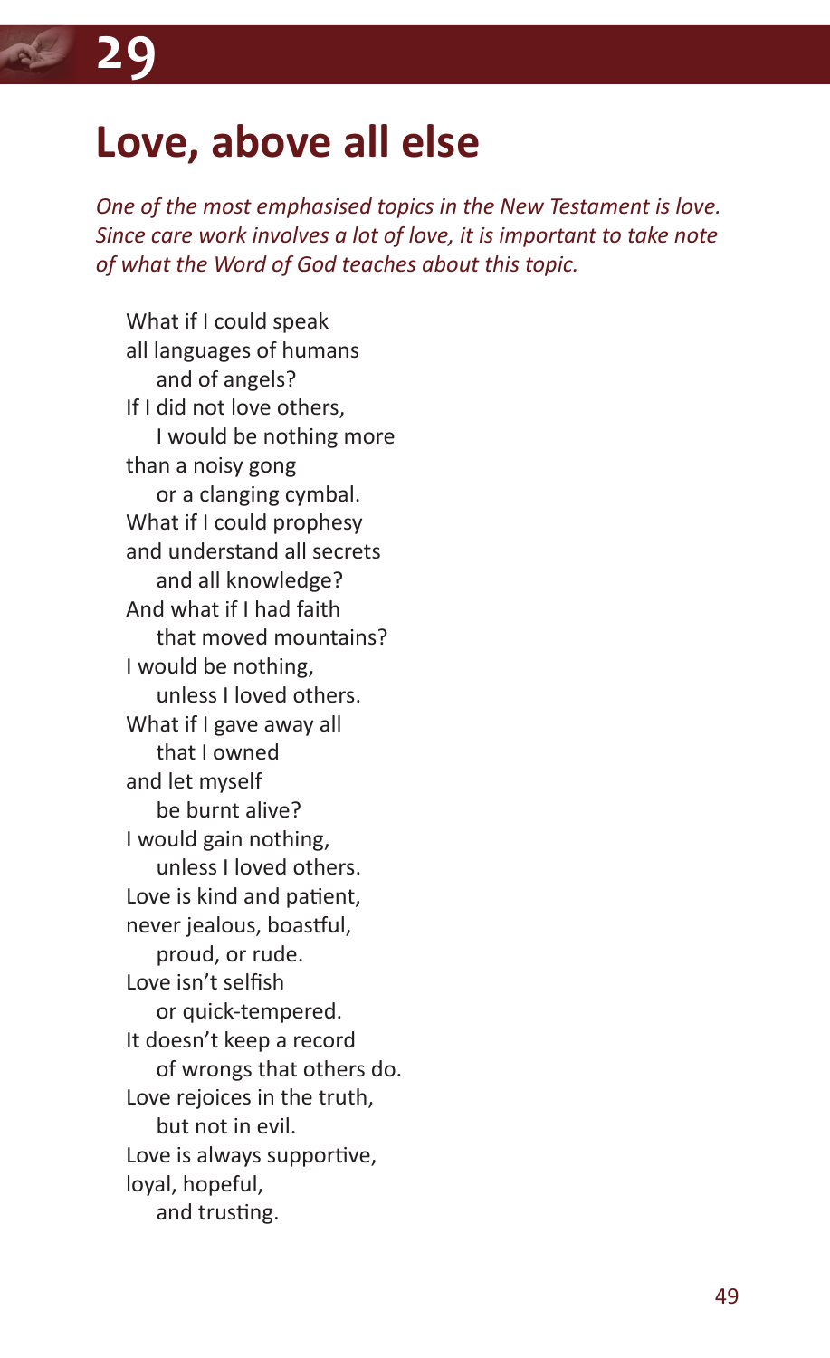# 29

## Love, above all else

*One of the most emphasised topics in the New Testament is love. Since care work involves a lot of love, it is important to take note of what the Word of God teaches about this topic.*

What if I could speak  
all languages of humans  
  and of angels?  
If I did not love others,  
  I would be nothing more  
than a noisy gong  
  or a clanging cymbal.  
What if I could prophesy  
and understand all secrets  
  and all knowledge?  
And what if I had faith  
  that moved mountains?  
I would be nothing,  
  unless I loved others.  
What if I gave away all  
  that I owned  
and let myself  
  be burnt alive?  
I would gain nothing,  
  unless I loved others.  
Love is kind and patient,  
never jealous, boastful,  
  proud, or rude.  
Love isn't selfish  
  or quick-tempered.  
It doesn't keep a record  
  of wrongs that others do.  
Love rejoices in the truth,  
  but not in evil.  
Love is always supportive,  
loyal, hopeful,  
  and trusting.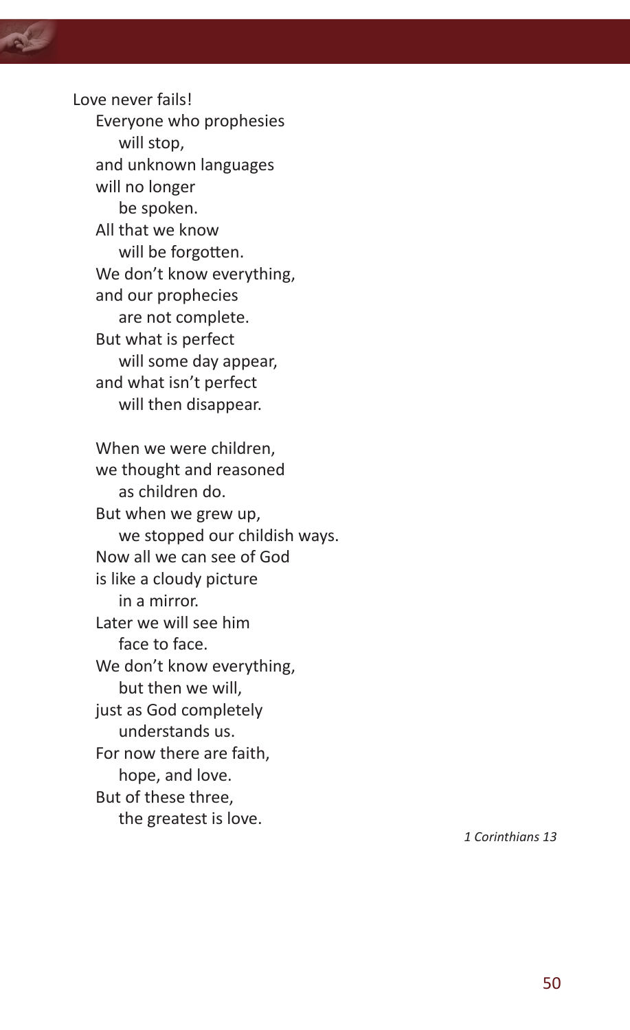Love never fails!  
Everyone who prophesies  
will stop,  
and unknown languages  
will no longer  
be spoken.  
All that we know  
will be forgotten.  
We don't know everything,  
and our prophecies  
are not complete.  
But what is perfect  
will some day appear,  
and what isn't perfect  
will then disappear.

When we were children,  
we thought and reasoned  
as children do.  
But when we grew up,  
we stopped our childish ways.  
Now all we can see of God  
is like a cloudy picture  
in a mirror.  
Later we will see him  
face to face.  
We don't know everything,  
but then we will,  
just as God completely  
understands us.  
For now there are faith,  
hope, and love.  
But of these three,  
the greatest is love.

*1 Corinthians 13*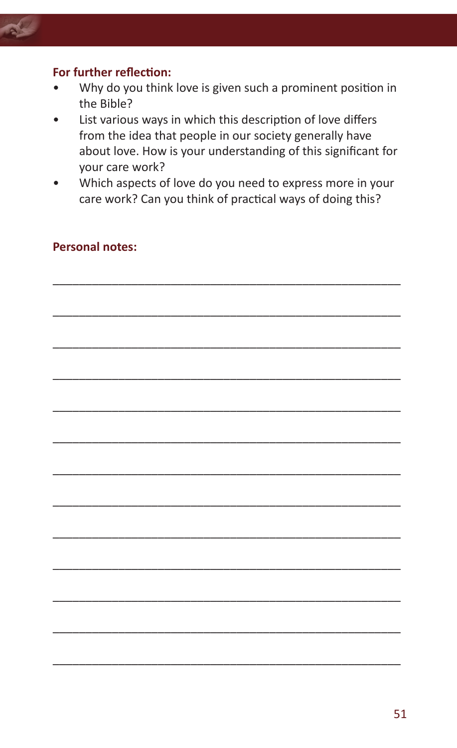**For further reflection:**

- Why do you think love is given such a prominent position in the Bible?
- List various ways in which this description of love differs from the idea that people in our society generally have about love. How is your understanding of this significant for your care work?
- Which aspects of love do you need to express more in your care work? Can you think of practical ways of doing this?

**Personal notes:**

_______________________________________________

_______________________________________________

_______________________________________________

_______________________________________________

_______________________________________________

_______________________________________________

_______________________________________________

_______________________________________________

_______________________________________________

_______________________________________________

_______________________________________________

_______________________________________________

_______________________________________________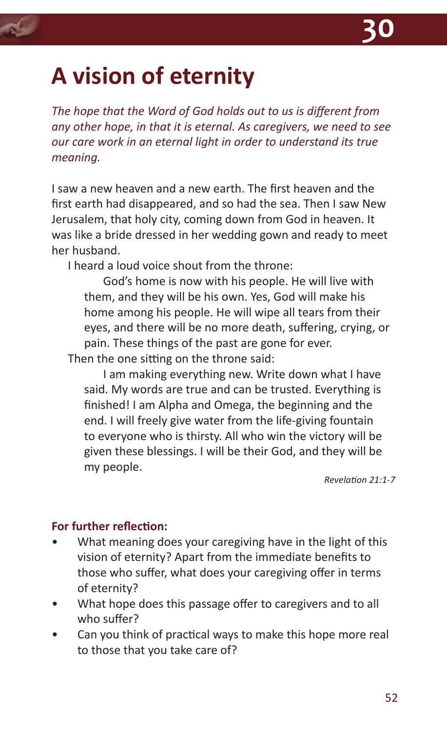# 30

# A vision of eternity

*The hope that the Word of God holds out to us is different from any other hope, in that it is eternal. As caregivers, we need to see our care work in an eternal light in order to understand its true meaning.*

I saw a new heaven and a new earth. The first heaven and the first earth had disappeared, and so had the sea. Then I saw New Jerusalem, that holy city, coming down from God in heaven. It was like a bride dressed in her wedding gown and ready to meet her husband.

I heard a loud voice shout from the throne:

> God's home is now with his people. He will live with them, and they will be his own. Yes, God will make his home among his people. He will wipe all tears from their eyes, and there will be no more death, suffering, crying, or pain. These things of the past are gone for ever.

Then the one sitting on the throne said:

> I am making everything new. Write down what I have said. My words are true and can be trusted. Everything is finished! I am Alpha and Omega, the beginning and the end. I will freely give water from the life-giving fountain to everyone who is thirsty. All who win the victory will be given these blessings. I will be their God, and they will be my people.

*Revelation 21:1-7*

**For further reflection:**

- What meaning does your caregiving have in the light of this vision of eternity? Apart from the immediate benefits to those who suffer, what does your caregiving offer in terms of eternity?
- What hope does this passage offer to caregivers and to all who suffer?
- Can you think of practical ways to make this hope more real to those that you take care of?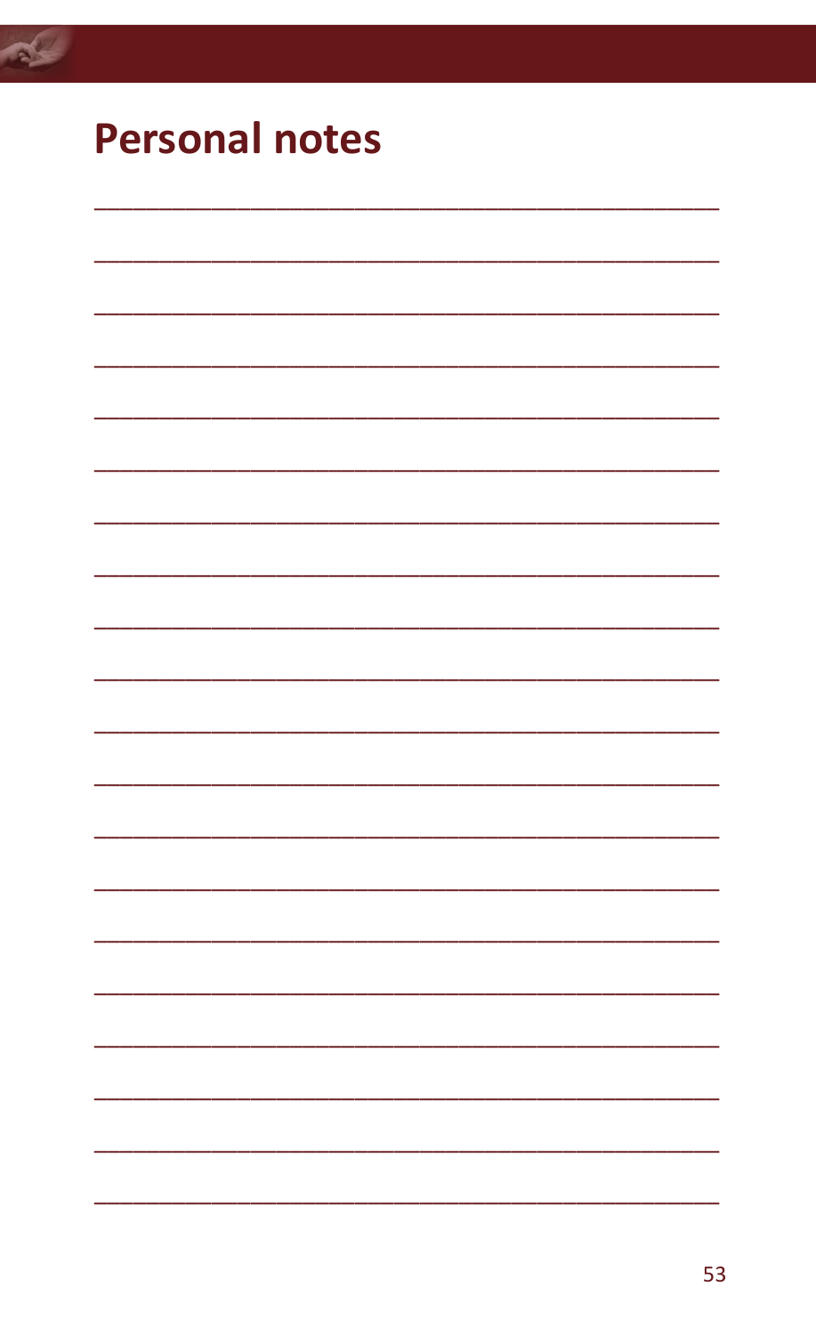## Personal notes

___________________________________________

___________________________________________

___________________________________________

___________________________________________

___________________________________________

___________________________________________

___________________________________________

___________________________________________

___________________________________________

___________________________________________

___________________________________________

___________________________________________

___________________________________________

___________________________________________

___________________________________________

___________________________________________

___________________________________________

___________________________________________

___________________________________________

___________________________________________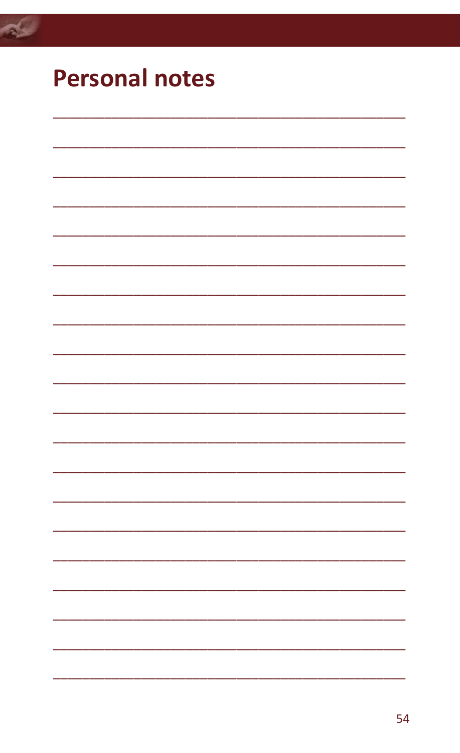# Personal notes

______________________________________________

______________________________________________

______________________________________________

______________________________________________

______________________________________________

______________________________________________

______________________________________________

______________________________________________

______________________________________________

______________________________________________

______________________________________________

______________________________________________

______________________________________________

______________________________________________

______________________________________________

______________________________________________

______________________________________________

______________________________________________

______________________________________________

______________________________________________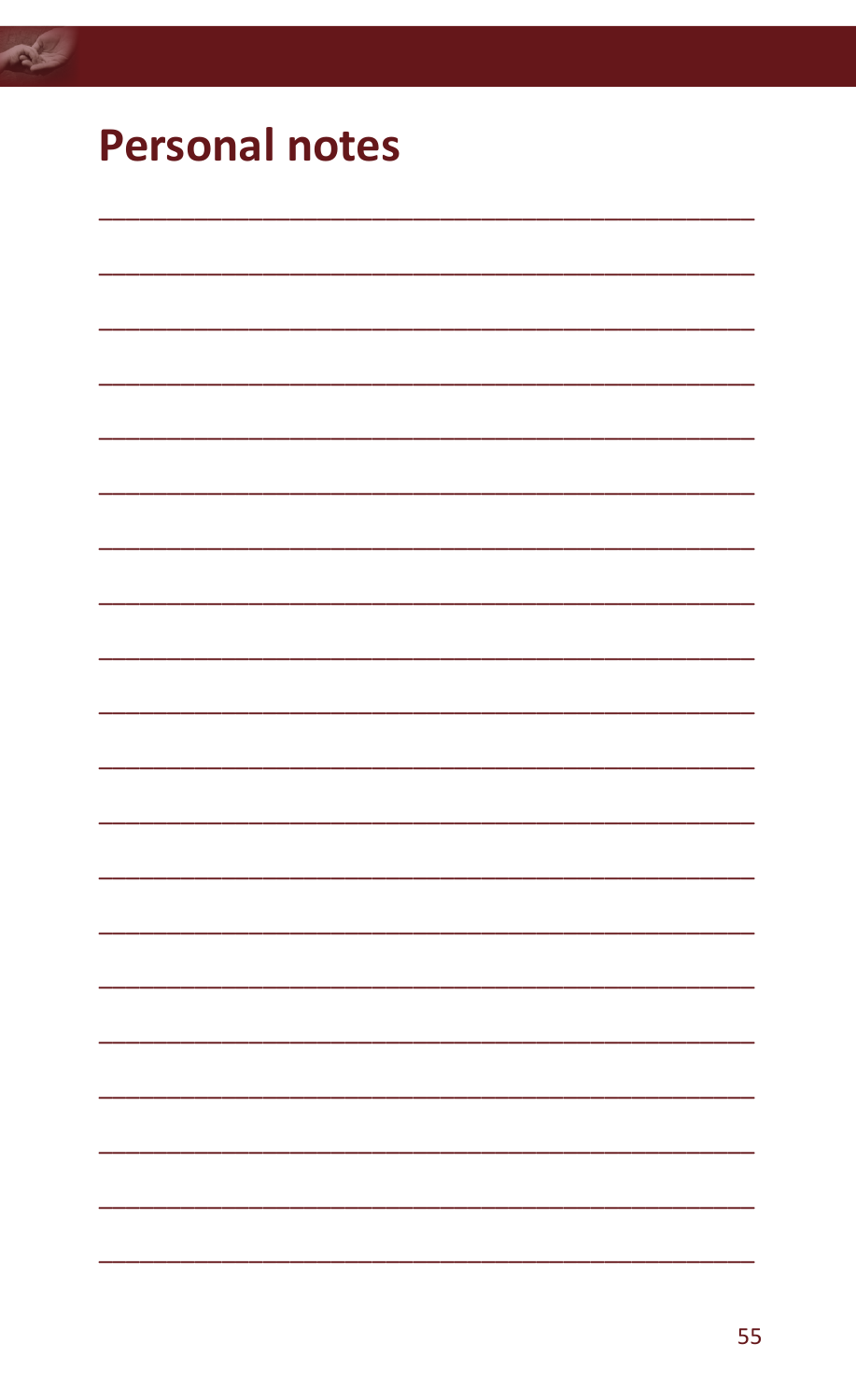# Personal notes

\_\_\_\_\_\_\_\_\_\_\_\_\_\_\_\_\_\_\_\_\_\_\_\_\_\_\_\_\_\_\_\_\_\_\_\_\_\_\_\_

\_\_\_\_\_\_\_\_\_\_\_\_\_\_\_\_\_\_\_\_\_\_\_\_\_\_\_\_\_\_\_\_\_\_\_\_\_\_\_\_

\_\_\_\_\_\_\_\_\_\_\_\_\_\_\_\_\_\_\_\_\_\_\_\_\_\_\_\_\_\_\_\_\_\_\_\_\_\_\_\_

\_\_\_\_\_\_\_\_\_\_\_\_\_\_\_\_\_\_\_\_\_\_\_\_\_\_\_\_\_\_\_\_\_\_\_\_\_\_\_\_

\_\_\_\_\_\_\_\_\_\_\_\_\_\_\_\_\_\_\_\_\_\_\_\_\_\_\_\_\_\_\_\_\_\_\_\_\_\_\_\_

\_\_\_\_\_\_\_\_\_\_\_\_\_\_\_\_\_\_\_\_\_\_\_\_\_\_\_\_\_\_\_\_\_\_\_\_\_\_\_\_

\_\_\_\_\_\_\_\_\_\_\_\_\_\_\_\_\_\_\_\_\_\_\_\_\_\_\_\_\_\_\_\_\_\_\_\_\_\_\_\_

\_\_\_\_\_\_\_\_\_\_\_\_\_\_\_\_\_\_\_\_\_\_\_\_\_\_\_\_\_\_\_\_\_\_\_\_\_\_\_\_

\_\_\_\_\_\_\_\_\_\_\_\_\_\_\_\_\_\_\_\_\_\_\_\_\_\_\_\_\_\_\_\_\_\_\_\_\_\_\_\_

\_\_\_\_\_\_\_\_\_\_\_\_\_\_\_\_\_\_\_\_\_\_\_\_\_\_\_\_\_\_\_\_\_\_\_\_\_\_\_\_

\_\_\_\_\_\_\_\_\_\_\_\_\_\_\_\_\_\_\_\_\_\_\_\_\_\_\_\_\_\_\_\_\_\_\_\_\_\_\_\_

\_\_\_\_\_\_\_\_\_\_\_\_\_\_\_\_\_\_\_\_\_\_\_\_\_\_\_\_\_\_\_\_\_\_\_\_\_\_\_\_

\_\_\_\_\_\_\_\_\_\_\_\_\_\_\_\_\_\_\_\_\_\_\_\_\_\_\_\_\_\_\_\_\_\_\_\_\_\_\_\_

\_\_\_\_\_\_\_\_\_\_\_\_\_\_\_\_\_\_\_\_\_\_\_\_\_\_\_\_\_\_\_\_\_\_\_\_\_\_\_\_

\_\_\_\_\_\_\_\_\_\_\_\_\_\_\_\_\_\_\_\_\_\_\_\_\_\_\_\_\_\_\_\_\_\_\_\_\_\_\_\_

\_\_\_\_\_\_\_\_\_\_\_\_\_\_\_\_\_\_\_\_\_\_\_\_\_\_\_\_\_\_\_\_\_\_\_\_\_\_\_\_

\_\_\_\_\_\_\_\_\_\_\_\_\_\_\_\_\_\_\_\_\_\_\_\_\_\_\_\_\_\_\_\_\_\_\_\_\_\_\_\_

\_\_\_\_\_\_\_\_\_\_\_\_\_\_\_\_\_\_\_\_\_\_\_\_\_\_\_\_\_\_\_\_\_\_\_\_\_\_\_\_

\_\_\_\_\_\_\_\_\_\_\_\_\_\_\_\_\_\_\_\_\_\_\_\_\_\_\_\_\_\_\_\_\_\_\_\_\_\_\_\_

\_\_\_\_\_\_\_\_\_\_\_\_\_\_\_\_\_\_\_\_\_\_\_\_\_\_\_\_\_\_\_\_\_\_\_\_\_\_\_\_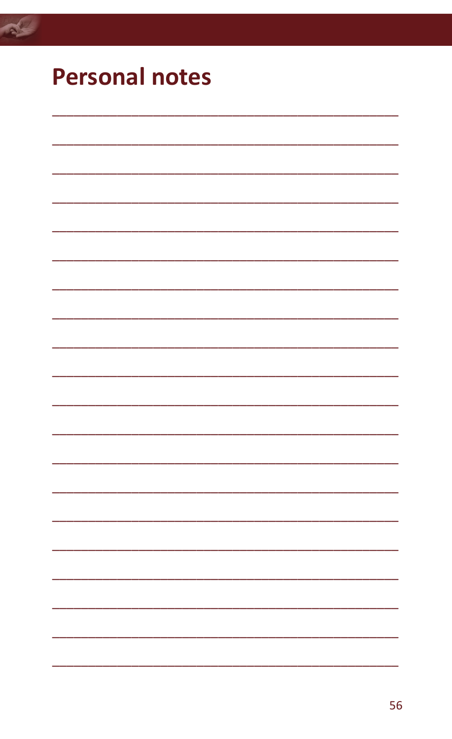## Personal notes

\_\_\_\_\_\_\_\_\_\_\_\_\_\_\_\_\_\_\_\_\_\_\_\_\_\_\_\_\_\_\_\_\_\_\_\_\_\_\_\_\_\_\_\_

\_\_\_\_\_\_\_\_\_\_\_\_\_\_\_\_\_\_\_\_\_\_\_\_\_\_\_\_\_\_\_\_\_\_\_\_\_\_\_\_\_\_\_\_

\_\_\_\_\_\_\_\_\_\_\_\_\_\_\_\_\_\_\_\_\_\_\_\_\_\_\_\_\_\_\_\_\_\_\_\_\_\_\_\_\_\_\_\_

\_\_\_\_\_\_\_\_\_\_\_\_\_\_\_\_\_\_\_\_\_\_\_\_\_\_\_\_\_\_\_\_\_\_\_\_\_\_\_\_\_\_\_\_

\_\_\_\_\_\_\_\_\_\_\_\_\_\_\_\_\_\_\_\_\_\_\_\_\_\_\_\_\_\_\_\_\_\_\_\_\_\_\_\_\_\_\_\_

\_\_\_\_\_\_\_\_\_\_\_\_\_\_\_\_\_\_\_\_\_\_\_\_\_\_\_\_\_\_\_\_\_\_\_\_\_\_\_\_\_\_\_\_

\_\_\_\_\_\_\_\_\_\_\_\_\_\_\_\_\_\_\_\_\_\_\_\_\_\_\_\_\_\_\_\_\_\_\_\_\_\_\_\_\_\_\_\_

\_\_\_\_\_\_\_\_\_\_\_\_\_\_\_\_\_\_\_\_\_\_\_\_\_\_\_\_\_\_\_\_\_\_\_\_\_\_\_\_\_\_\_\_

\_\_\_\_\_\_\_\_\_\_\_\_\_\_\_\_\_\_\_\_\_\_\_\_\_\_\_\_\_\_\_\_\_\_\_\_\_\_\_\_\_\_\_\_

\_\_\_\_\_\_\_\_\_\_\_\_\_\_\_\_\_\_\_\_\_\_\_\_\_\_\_\_\_\_\_\_\_\_\_\_\_\_\_\_\_\_\_\_

\_\_\_\_\_\_\_\_\_\_\_\_\_\_\_\_\_\_\_\_\_\_\_\_\_\_\_\_\_\_\_\_\_\_\_\_\_\_\_\_\_\_\_\_

\_\_\_\_\_\_\_\_\_\_\_\_\_\_\_\_\_\_\_\_\_\_\_\_\_\_\_\_\_\_\_\_\_\_\_\_\_\_\_\_\_\_\_\_

\_\_\_\_\_\_\_\_\_\_\_\_\_\_\_\_\_\_\_\_\_\_\_\_\_\_\_\_\_\_\_\_\_\_\_\_\_\_\_\_\_\_\_\_

\_\_\_\_\_\_\_\_\_\_\_\_\_\_\_\_\_\_\_\_\_\_\_\_\_\_\_\_\_\_\_\_\_\_\_\_\_\_\_\_\_\_\_\_

\_\_\_\_\_\_\_\_\_\_\_\_\_\_\_\_\_\_\_\_\_\_\_\_\_\_\_\_\_\_\_\_\_\_\_\_\_\_\_\_\_\_\_\_

\_\_\_\_\_\_\_\_\_\_\_\_\_\_\_\_\_\_\_\_\_\_\_\_\_\_\_\_\_\_\_\_\_\_\_\_\_\_\_\_\_\_\_\_

\_\_\_\_\_\_\_\_\_\_\_\_\_\_\_\_\_\_\_\_\_\_\_\_\_\_\_\_\_\_\_\_\_\_\_\_\_\_\_\_\_\_\_\_

\_\_\_\_\_\_\_\_\_\_\_\_\_\_\_\_\_\_\_\_\_\_\_\_\_\_\_\_\_\_\_\_\_\_\_\_\_\_\_\_\_\_\_\_

\_\_\_\_\_\_\_\_\_\_\_\_\_\_\_\_\_\_\_\_\_\_\_\_\_\_\_\_\_\_\_\_\_\_\_\_\_\_\_\_\_\_\_\_

\_\_\_\_\_\_\_\_\_\_\_\_\_\_\_\_\_\_\_\_\_\_\_\_\_\_\_\_\_\_\_\_\_\_\_\_\_\_\_\_\_\_\_\_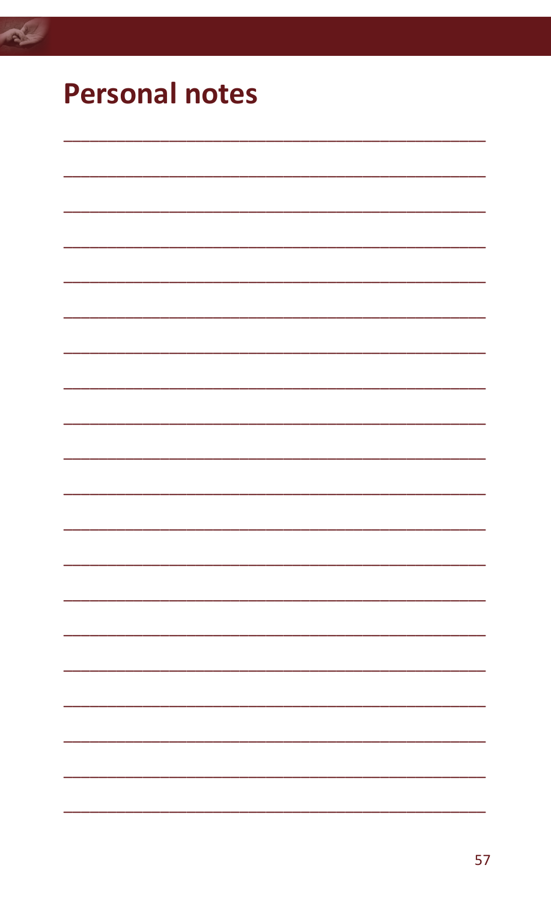# Personal notes

________________________________________________

________________________________________________

________________________________________________

________________________________________________

________________________________________________

________________________________________________

________________________________________________

________________________________________________

________________________________________________

________________________________________________

________________________________________________

________________________________________________

________________________________________________

________________________________________________

________________________________________________

________________________________________________

________________________________________________

________________________________________________

________________________________________________

________________________________________________